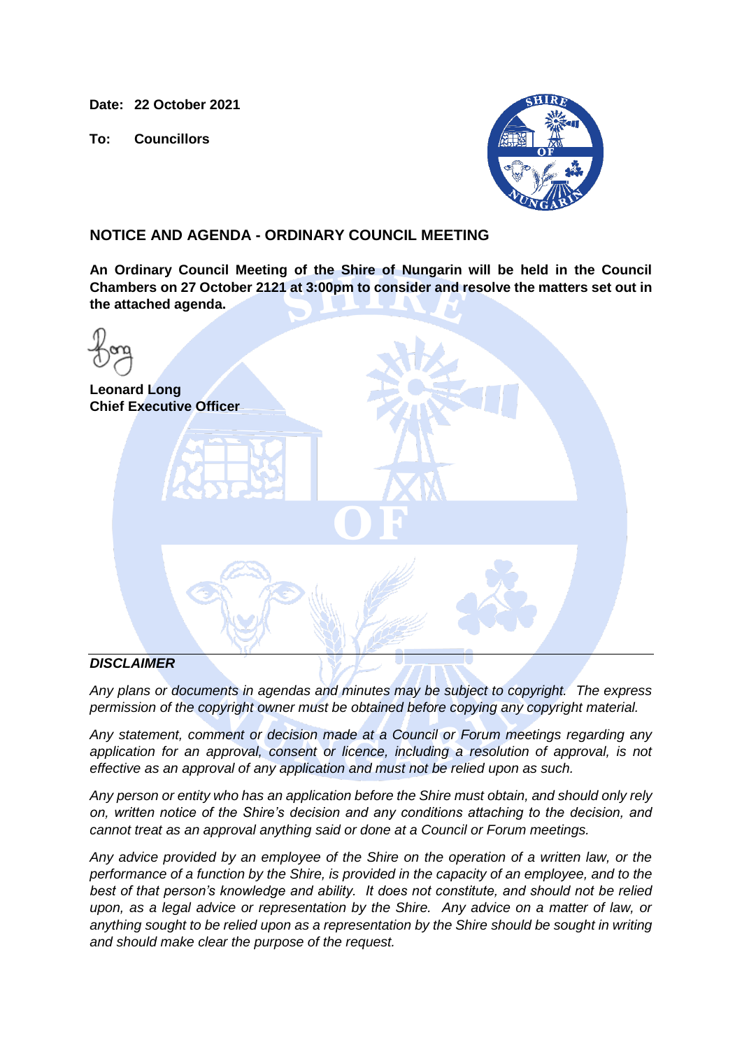**Date: 22 October 2021**

**To: Councillors**

## NOTICE AND AGENDA - ORDINARY COUNCIL MEETING

**An Ordinary Council Meeting of the Shire of Nungarin will be held in the Council Chambers on 27 October 2121 at 3:00pm to consider and resolve the matters set out in the attached agenda.**

**Leonard Long**
**Chief Executive Officer**

---

***DISCLAIMER***

*Any plans or documents in agendas and minutes may be subject to copyright. The express permission of the copyright owner must be obtained before copying any copyright material.*

*Any statement, comment or decision made at a Council or Forum meetings regarding any application for an approval, consent or licence, including a resolution of approval, is not effective as an approval of any application and must not be relied upon as such.*

*Any person or entity who has an application before the Shire must obtain, and should only rely on, written notice of the Shire's decision and any conditions attaching to the decision, and cannot treat as an approval anything said or done at a Council or Forum meetings.*

*Any advice provided by an employee of the Shire on the operation of a written law, or the performance of a function by the Shire, is provided in the capacity of an employee, and to the best of that person's knowledge and ability. It does not constitute, and should not be relied upon, as a legal advice or representation by the Shire. Any advice on a matter of law, or anything sought to be relied upon as a representation by the Shire should be sought in writing and should make clear the purpose of the request.*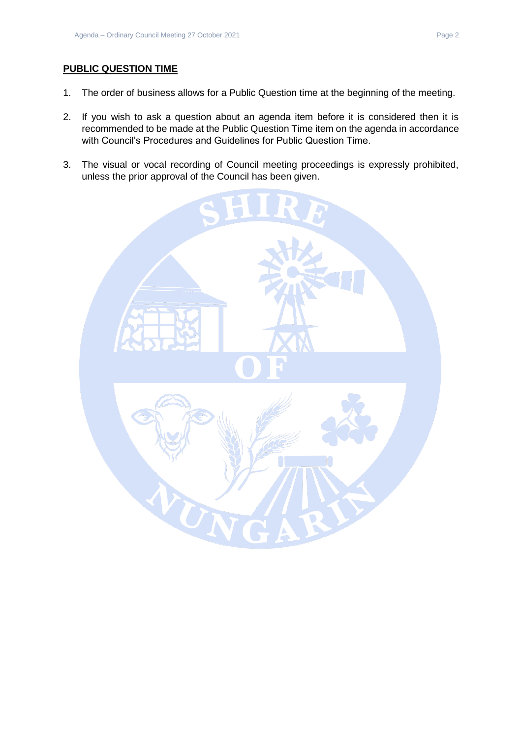## PUBLIC QUESTION TIME

1. The order of business allows for a Public Question time at the beginning of the meeting.

2. If you wish to ask a question about an agenda item before it is considered then it is recommended to be made at the Public Question Time item on the agenda in accordance with Council's Procedures and Guidelines for Public Question Time.

3. The visual or vocal recording of Council meeting proceedings is expressly prohibited, unless the prior approval of the Council has been given.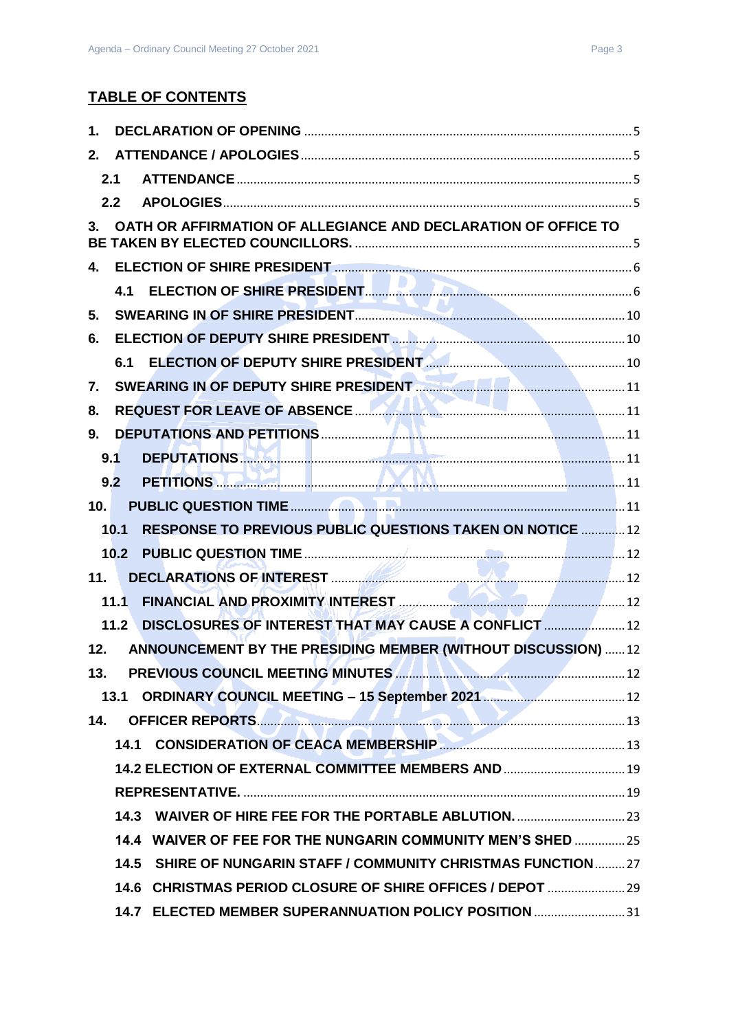## TABLE OF CONTENTS

| | |
|---|---|
| **1. DECLARATION OF OPENING** | 5 |
| **2. ATTENDANCE / APOLOGIES** | 5 |
| **2.1 ATTENDANCE** | 5 |
| **2.2 APOLOGIES** | 5 |
| **3. OATH OR AFFIRMATION OF ALLEGIANCE AND DECLARATION OF OFFICE TO BE TAKEN BY ELECTED COUNCILLORS.** | 5 |
| **4. ELECTION OF SHIRE PRESIDENT** | 6 |
| **4.1 ELECTION OF SHIRE PRESIDENT** | 6 |
| **5. SWEARING IN OF SHIRE PRESIDENT** | 10 |
| **6. ELECTION OF DEPUTY SHIRE PRESIDENT** | 10 |
| **6.1 ELECTION OF DEPUTY SHIRE PRESIDENT** | 10 |
| **7. SWEARING IN OF DEPUTY SHIRE PRESIDENT** | 11 |
| **8. REQUEST FOR LEAVE OF ABSENCE** | 11 |
| **9. DEPUTATIONS AND PETITIONS** | 11 |
| **9.1 DEPUTATIONS** | 11 |
| **9.2 PETITIONS** | 11 |
| **10. PUBLIC QUESTION TIME** | 11 |
| **10.1 RESPONSE TO PREVIOUS PUBLIC QUESTIONS TAKEN ON NOTICE** | 12 |
| **10.2 PUBLIC QUESTION TIME** | 12 |
| **11. DECLARATIONS OF INTEREST** | 12 |
| **11.1 FINANCIAL AND PROXIMITY INTEREST** | 12 |
| **11.2 DISCLOSURES OF INTEREST THAT MAY CAUSE A CONFLICT** | 12 |
| **12. ANNOUNCEMENT BY THE PRESIDING MEMBER (WITHOUT DISCUSSION)** | 12 |
| **13. PREVIOUS COUNCIL MEETING MINUTES** | 12 |
| **13.1 ORDINARY COUNCIL MEETING – 15 September 2021** | 12 |
| **14. OFFICER REPORTS** | 13 |
| **14.1 CONSIDERATION OF CEACA MEMBERSHIP** | 13 |
| **14.2 ELECTION OF EXTERNAL COMMITTEE MEMBERS AND** | 19 |
| **REPRESENTATIVE.** | 19 |
| **14.3 WAIVER OF HIRE FEE FOR THE PORTABLE ABLUTION.** | 23 |
| **14.4 WAIVER OF FEE FOR THE NUNGARIN COMMUNITY MEN'S SHED** | 25 |
| **14.5 SHIRE OF NUNGARIN STAFF / COMMUNITY CHRISTMAS FUNCTION** | 27 |
| **14.6 CHRISTMAS PERIOD CLOSURE OF SHIRE OFFICES / DEPOT** | 29 |
| **14.7 ELECTED MEMBER SUPERANNUATION POLICY POSITION** | 31 |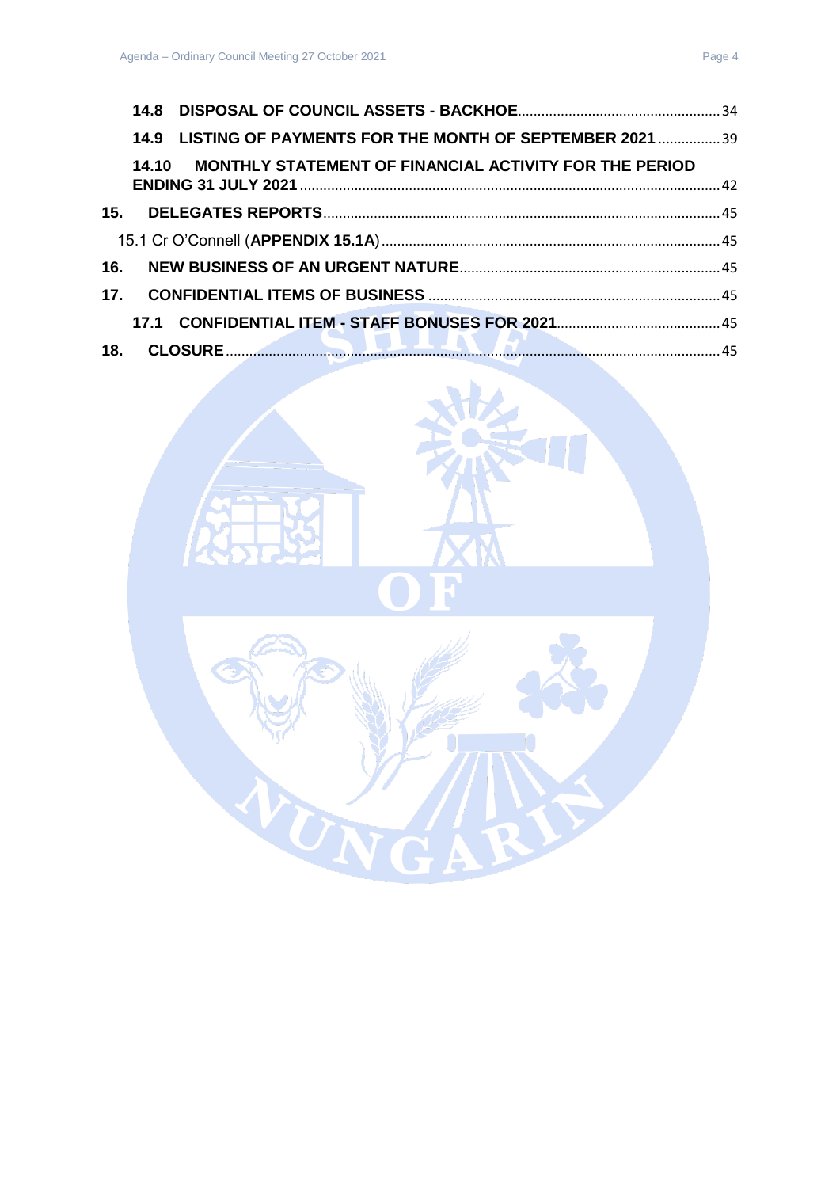**14.8 DISPOSAL OF COUNCIL ASSETS - BACKHOE** ........ 34

**14.9 LISTING OF PAYMENTS FOR THE MONTH OF SEPTEMBER 2021** ........ 39

**14.10 MONTHLY STATEMENT OF FINANCIAL ACTIVITY FOR THE PERIOD ENDING 31 JULY 2021** ........ 42

**15. DELEGATES REPORTS** ........ 45

15.1 Cr O'Connell (**APPENDIX 15.1A**) ........ 45

**16. NEW BUSINESS OF AN URGENT NATURE** ........ 45

**17. CONFIDENTIAL ITEMS OF BUSINESS** ........ 45

**17.1 CONFIDENTIAL ITEM - STAFF BONUSES FOR 2021** ........ 45

**18. CLOSURE** ........ 45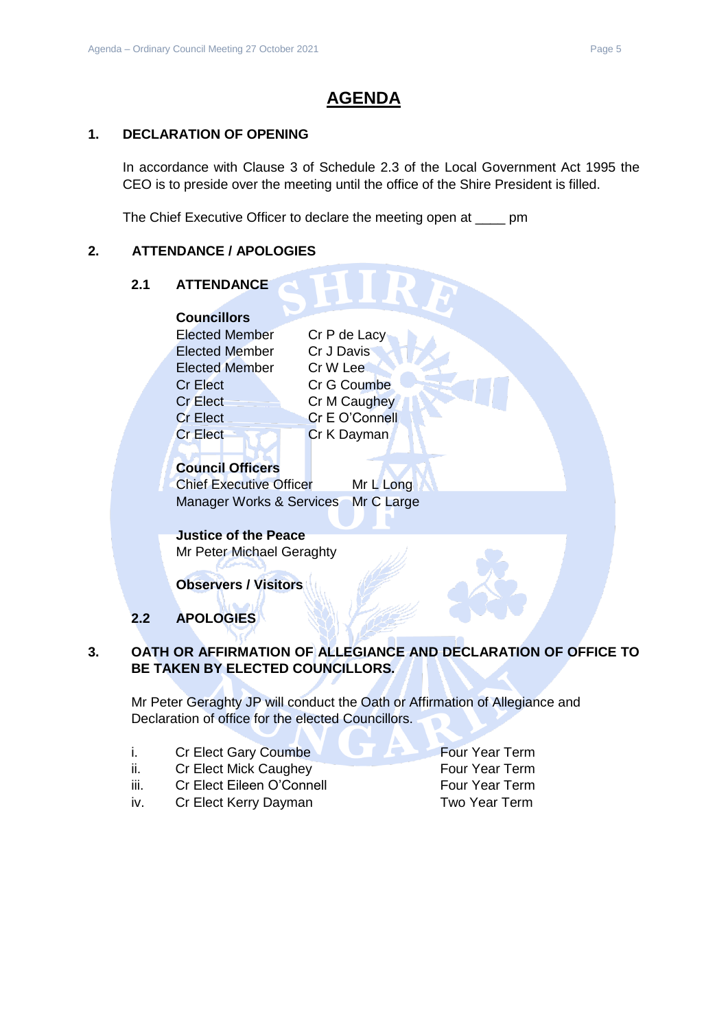# AGENDA

## 1. DECLARATION OF OPENING

In accordance with Clause 3 of Schedule 2.3 of the Local Government Act 1995 the CEO is to preside over the meeting until the office of the Shire President is filled.

The Chief Executive Officer to declare the meeting open at ____ pm

## 2. ATTENDANCE / APOLOGIES

### 2.1 ATTENDANCE

**Councillors**

| | |
|---|---|
| Elected Member | Cr P de Lacy |
| Elected Member | Cr J Davis |
| Elected Member | Cr W Lee |
| Cr Elect | Cr G Coumbe |
| Cr Elect | Cr M Caughey |
| Cr Elect | Cr E O'Connell |
| Cr Elect | Cr K Dayman |

**Council Officers**

| | |
|---|---|
| Chief Executive Officer | Mr L Long |
| Manager Works & Services | Mr C Large |

**Justice of the Peace**
Mr Peter Michael Geraghty

**Observers / Visitors**

### 2.2 APOLOGIES

## 3. OATH OR AFFIRMATION OF ALLEGIANCE AND DECLARATION OF OFFICE TO BE TAKEN BY ELECTED COUNCILLORS.

Mr Peter Geraghty JP will conduct the Oath or Affirmation of Allegiance and Declaration of office for the elected Councillors.

| | | |
|---|---|---|
| i. | Cr Elect Gary Coumbe | Four Year Term |
| ii. | Cr Elect Mick Caughey | Four Year Term |
| iii. | Cr Elect Eileen O'Connell | Four Year Term |
| iv. | Cr Elect Kerry Dayman | Two Year Term |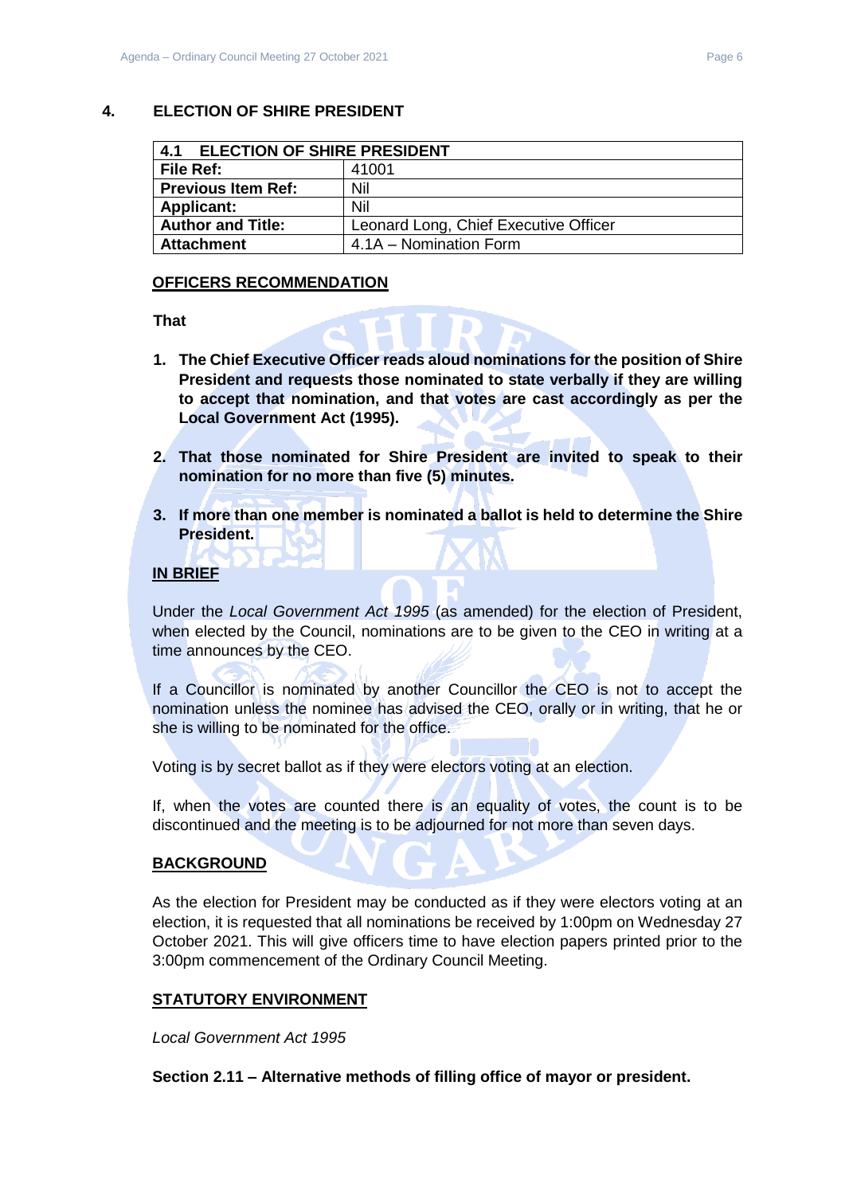## 4. ELECTION OF SHIRE PRESIDENT

| 4.1 ELECTION OF SHIRE PRESIDENT | |
|---|---|
| **File Ref:** | 41001 |
| **Previous Item Ref:** | Nil |
| **Applicant:** | Nil |
| **Author and Title:** | Leonard Long, Chief Executive Officer |
| **Attachment** | 4.1A – Nomination Form |

**OFFICERS RECOMMENDATION**

**That**

1. **The Chief Executive Officer reads aloud nominations for the position of Shire President and requests those nominated to state verbally if they are willing to accept that nomination, and that votes are cast accordingly as per the Local Government Act (1995).**

2. **That those nominated for Shire President are invited to speak to their nomination for no more than five (5) minutes.**

3. **If more than one member is nominated a ballot is held to determine the Shire President.**

**IN BRIEF**

Under the *Local Government Act 1995* (as amended) for the election of President, when elected by the Council, nominations are to be given to the CEO in writing at a time announces by the CEO.

If a Councillor is nominated by another Councillor the CEO is not to accept the nomination unless the nominee has advised the CEO, orally or in writing, that he or she is willing to be nominated for the office.

Voting is by secret ballot as if they were electors voting at an election.

If, when the votes are counted there is an equality of votes, the count is to be discontinued and the meeting is to be adjourned for not more than seven days.

**BACKGROUND**

As the election for President may be conducted as if they were electors voting at an election, it is requested that all nominations be received by 1:00pm on Wednesday 27 October 2021. This will give officers time to have election papers printed prior to the 3:00pm commencement of the Ordinary Council Meeting.

**STATUTORY ENVIRONMENT**

*Local Government Act 1995*

**Section 2.11 – Alternative methods of filling office of mayor or president.**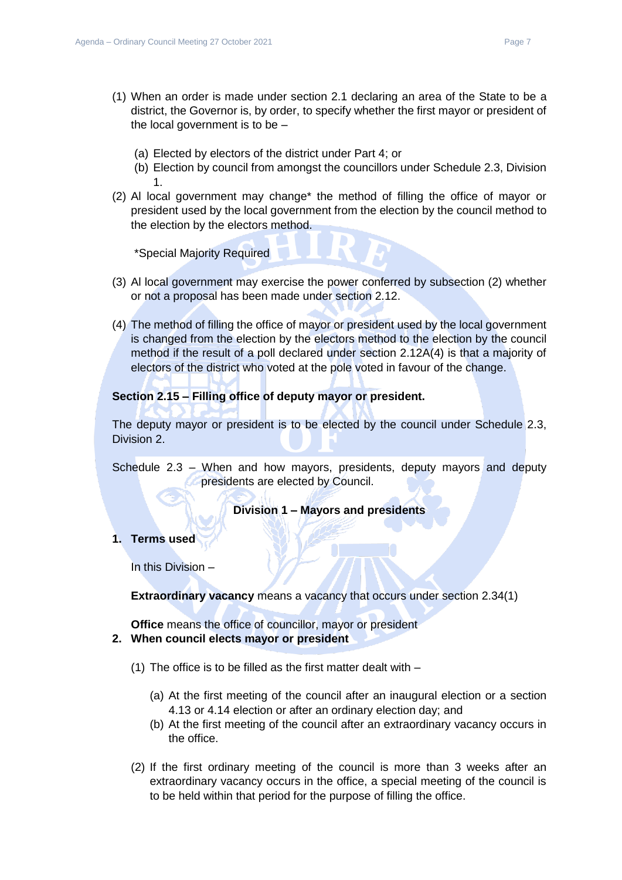(1) When an order is made under section 2.1 declaring an area of the State to be a district, the Governor is, by order, to specify whether the first mayor or president of the local government is to be –

   (a) Elected by electors of the district under Part 4; or
   (b) Election by council from amongst the councillors under Schedule 2.3, Division 1.

(2) Al local government may change* the method of filling the office of mayor or president used by the local government from the election by the council method to the election by the electors method.

   *Special Majority Required

(3) Al local government may exercise the power conferred by subsection (2) whether or not a proposal has been made under section 2.12.

(4) The method of filling the office of mayor or president used by the local government is changed from the election by the electors method to the election by the council method if the result of a poll declared under section 2.12A(4) is that a majority of electors of the district who voted at the pole voted in favour of the change.

**Section 2.15 – Filling office of deputy mayor or president.**

The deputy mayor or president is to be elected by the council under Schedule 2.3, Division 2.

Schedule 2.3 – When and how mayors, presidents, deputy mayors and deputy presidents are elected by Council.

**Division 1 – Mayors and presidents**

1. **Terms used**

   In this Division –

   **Extraordinary vacancy** means a vacancy that occurs under section 2.34(1)

   **Office** means the office of councillor, mayor or president

2. **When council elects mayor or president**

   (1) The office is to be filled as the first matter dealt with –

   (a) At the first meeting of the council after an inaugural election or a section 4.13 or 4.14 election or after an ordinary election day; and
   (b) At the first meeting of the council after an extraordinary vacancy occurs in the office.

   (2) If the first ordinary meeting of the council is more than 3 weeks after an extraordinary vacancy occurs in the office, a special meeting of the council is to be held within that period for the purpose of filling the office.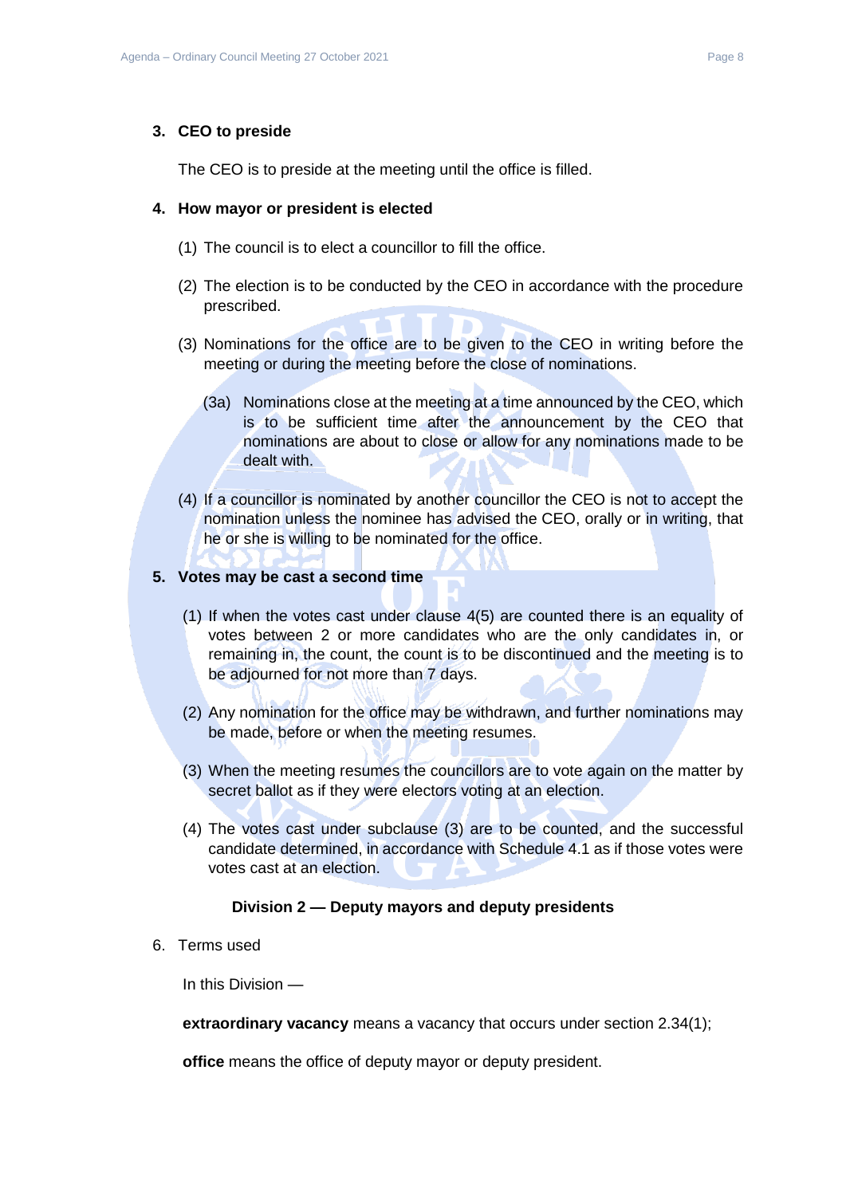**3. CEO to preside**

The CEO is to preside at the meeting until the office is filled.

**4. How mayor or president is elected**

(1) The council is to elect a councillor to fill the office.

(2) The election is to be conducted by the CEO in accordance with the procedure prescribed.

(3) Nominations for the office are to be given to the CEO in writing before the meeting or during the meeting before the close of nominations.

(3a) Nominations close at the meeting at a time announced by the CEO, which is to be sufficient time after the announcement by the CEO that nominations are about to close or allow for any nominations made to be dealt with.

(4) If a councillor is nominated by another councillor the CEO is not to accept the nomination unless the nominee has advised the CEO, orally or in writing, that he or she is willing to be nominated for the office.

**5. Votes may be cast a second time**

(1) If when the votes cast under clause 4(5) are counted there is an equality of votes between 2 or more candidates who are the only candidates in, or remaining in, the count, the count is to be discontinued and the meeting is to be adjourned for not more than 7 days.

(2) Any nomination for the office may be withdrawn, and further nominations may be made, before or when the meeting resumes.

(3) When the meeting resumes the councillors are to vote again on the matter by secret ballot as if they were electors voting at an election.

(4) The votes cast under subclause (3) are to be counted, and the successful candidate determined, in accordance with Schedule 4.1 as if those votes were votes cast at an election.

**Division 2 — Deputy mayors and deputy presidents**

6. Terms used

In this Division —

**extraordinary vacancy** means a vacancy that occurs under section 2.34(1);

**office** means the office of deputy mayor or deputy president.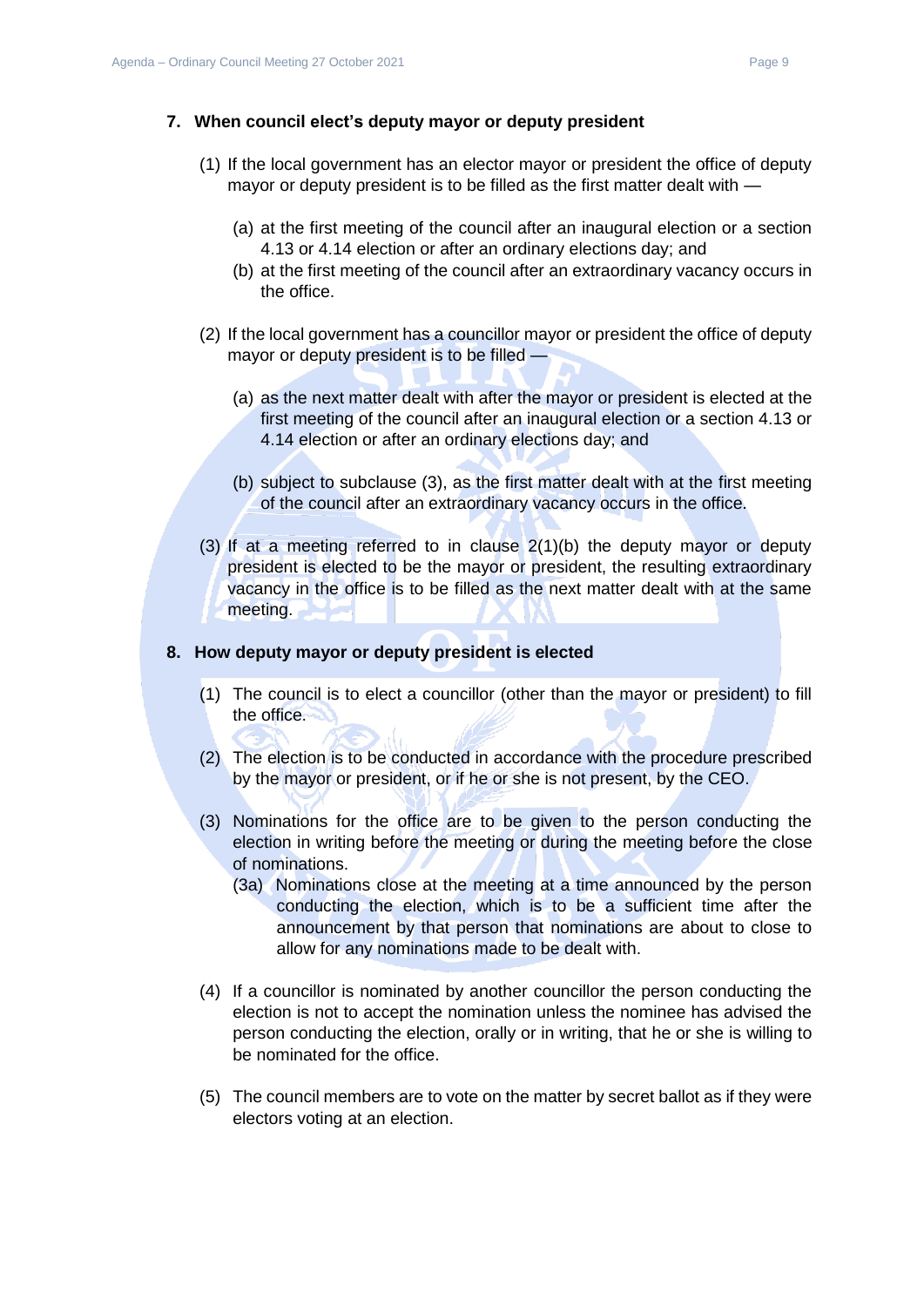## 7. When council elect's deputy mayor or deputy president

(1) If the local government has an elector mayor or president the office of deputy mayor or deputy president is to be filled as the first matter dealt with —

(a) at the first meeting of the council after an inaugural election or a section 4.13 or 4.14 election or after an ordinary elections day; and

(b) at the first meeting of the council after an extraordinary vacancy occurs in the office.

(2) If the local government has a councillor mayor or president the office of deputy mayor or deputy president is to be filled —

(a) as the next matter dealt with after the mayor or president is elected at the first meeting of the council after an inaugural election or a section 4.13 or 4.14 election or after an ordinary elections day; and

(b) subject to subclause (3), as the first matter dealt with at the first meeting of the council after an extraordinary vacancy occurs in the office.

(3) If at a meeting referred to in clause 2(1)(b) the deputy mayor or deputy president is elected to be the mayor or president, the resulting extraordinary vacancy in the office is to be filled as the next matter dealt with at the same meeting.

## 8. How deputy mayor or deputy president is elected

(1) The council is to elect a councillor (other than the mayor or president) to fill the office.

(2) The election is to be conducted in accordance with the procedure prescribed by the mayor or president, or if he or she is not present, by the CEO.

(3) Nominations for the office are to be given to the person conducting the election in writing before the meeting or during the meeting before the close of nominations.

(3a) Nominations close at the meeting at a time announced by the person conducting the election, which is to be a sufficient time after the announcement by that person that nominations are about to close to allow for any nominations made to be dealt with.

(4) If a councillor is nominated by another councillor the person conducting the election is not to accept the nomination unless the nominee has advised the person conducting the election, orally or in writing, that he or she is willing to be nominated for the office.

(5) The council members are to vote on the matter by secret ballot as if they were electors voting at an election.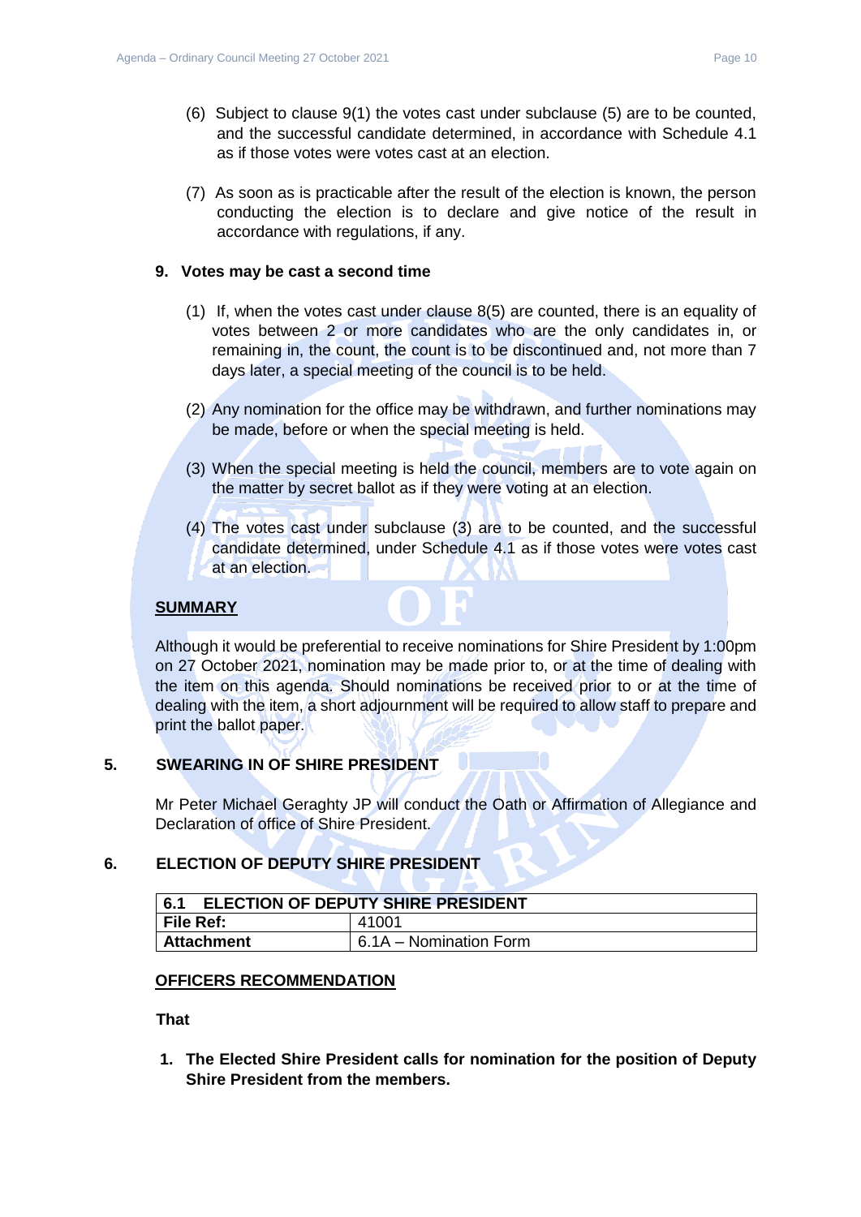(6) Subject to clause 9(1) the votes cast under subclause (5) are to be counted, and the successful candidate determined, in accordance with Schedule 4.1 as if those votes were votes cast at an election.

(7) As soon as is practicable after the result of the election is known, the person conducting the election is to declare and give notice of the result in accordance with regulations, if any.

**9. Votes may be cast a second time**

(1) If, when the votes cast under clause 8(5) are counted, there is an equality of votes between 2 or more candidates who are the only candidates in, or remaining in, the count, the count is to be discontinued and, not more than 7 days later, a special meeting of the council is to be held.

(2) Any nomination for the office may be withdrawn, and further nominations may be made, before or when the special meeting is held.

(3) When the special meeting is held the council, members are to vote again on the matter by secret ballot as if they were voting at an election.

(4) The votes cast under subclause (3) are to be counted, and the successful candidate determined, under Schedule 4.1 as if those votes were votes cast at an election.

**<u>SUMMARY</u>**

Although it would be preferential to receive nominations for Shire President by 1:00pm on 27 October 2021, nomination may be made prior to, or at the time of dealing with the item on this agenda. Should nominations be received prior to or at the time of dealing with the item, a short adjournment will be required to allow staff to prepare and print the ballot paper.

## 5. SWEARING IN OF SHIRE PRESIDENT

Mr Peter Michael Geraghty JP will conduct the Oath or Affirmation of Allegiance and Declaration of office of Shire President.

## 6. ELECTION OF DEPUTY SHIRE PRESIDENT

| 6.1 ELECTION OF DEPUTY SHIRE PRESIDENT | |
|---|---|
| **File Ref:** | 41001 |
| **Attachment** | 6.1A – Nomination Form |

**<u>OFFICERS RECOMMENDATION</u>**

**That**

1. **The Elected Shire President calls for nomination for the position of Deputy Shire President from the members.**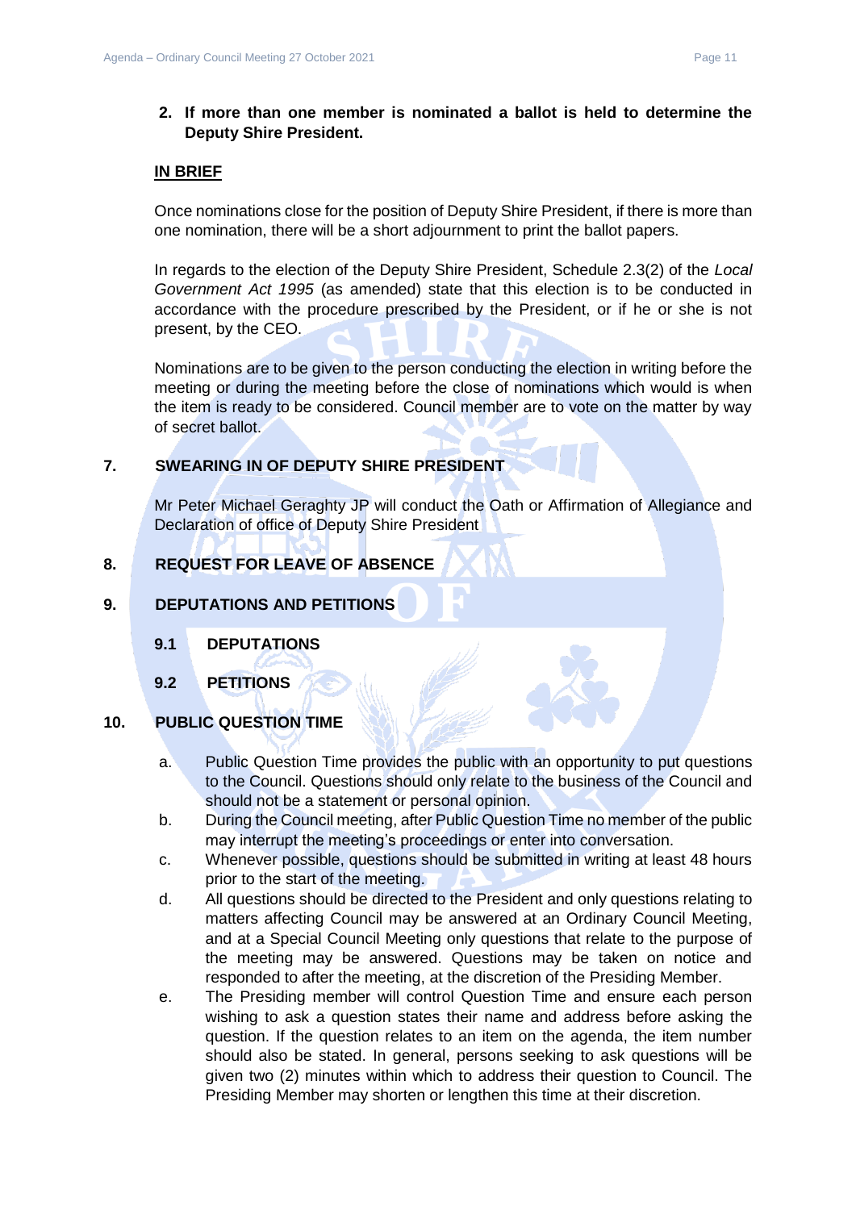2. **If more than one member is nominated a ballot is held to determine the Deputy Shire President.**

**IN BRIEF**

Once nominations close for the position of Deputy Shire President, if there is more than one nomination, there will be a short adjournment to print the ballot papers.

In regards to the election of the Deputy Shire President, Schedule 2.3(2) of the *Local Government Act 1995* (as amended) state that this election is to be conducted in accordance with the procedure prescribed by the President, or if he or she is not present, by the CEO.

Nominations are to be given to the person conducting the election in writing before the meeting or during the meeting before the close of nominations which would is when the item is ready to be considered. Council member are to vote on the matter by way of secret ballot.

## 7. SWEARING IN OF DEPUTY SHIRE PRESIDENT

Mr Peter Michael Geraghty JP will conduct the Oath or Affirmation of Allegiance and Declaration of office of Deputy Shire President

## 8. REQUEST FOR LEAVE OF ABSENCE

## 9. DEPUTATIONS AND PETITIONS

### 9.1 DEPUTATIONS

### 9.2 PETITIONS

## 10. PUBLIC QUESTION TIME

a. Public Question Time provides the public with an opportunity to put questions to the Council. Questions should only relate to the business of the Council and should not be a statement or personal opinion.

b. During the Council meeting, after Public Question Time no member of the public may interrupt the meeting's proceedings or enter into conversation.

c. Whenever possible, questions should be submitted in writing at least 48 hours prior to the start of the meeting.

d. All questions should be directed to the President and only questions relating to matters affecting Council may be answered at an Ordinary Council Meeting, and at a Special Council Meeting only questions that relate to the purpose of the meeting may be answered. Questions may be taken on notice and responded to after the meeting, at the discretion of the Presiding Member.

e. The Presiding member will control Question Time and ensure each person wishing to ask a question states their name and address before asking the question. If the question relates to an item on the agenda, the item number should also be stated. In general, persons seeking to ask questions will be given two (2) minutes within which to address their question to Council. The Presiding Member may shorten or lengthen this time at their discretion.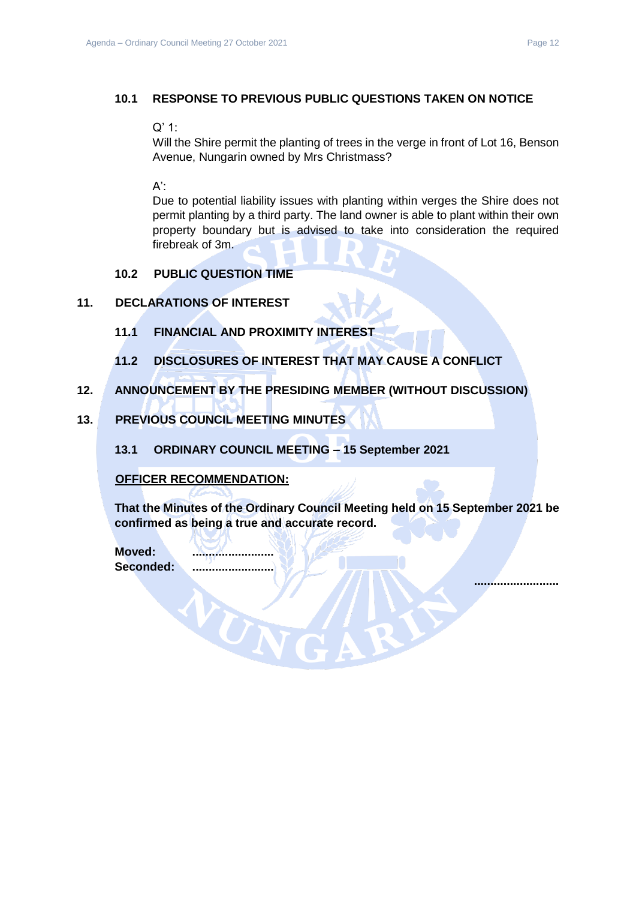### 10.1 RESPONSE TO PREVIOUS PUBLIC QUESTIONS TAKEN ON NOTICE

Q' 1:

Will the Shire permit the planting of trees in the verge in front of Lot 16, Benson Avenue, Nungarin owned by Mrs Christmass?

A':

Due to potential liability issues with planting within verges the Shire does not permit planting by a third party. The land owner is able to plant within their own property boundary but is advised to take into consideration the required firebreak of 3m.

### 10.2 PUBLIC QUESTION TIME

## 11. DECLARATIONS OF INTEREST

### 11.1 FINANCIAL AND PROXIMITY INTEREST

### 11.2 DISCLOSURES OF INTEREST THAT MAY CAUSE A CONFLICT

## 12. ANNOUNCEMENT BY THE PRESIDING MEMBER (WITHOUT DISCUSSION)

## 13. PREVIOUS COUNCIL MEETING MINUTES

### 13.1 ORDINARY COUNCIL MEETING – 15 September 2021

**OFFICER RECOMMENDATION:**

**That the Minutes of the Ordinary Council Meeting held on 15 September 2021 be confirmed as being a true and accurate record.**

**Moved:** ..........................
**Seconded:** ..........................

..........................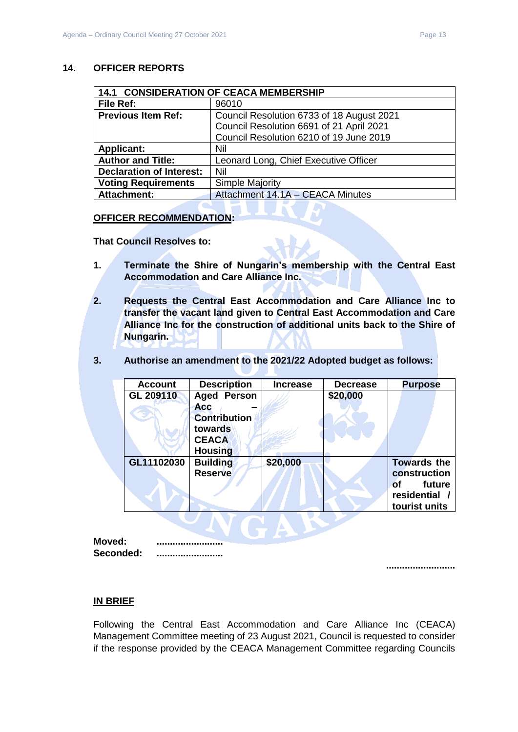## 14. OFFICER REPORTS

| 14.1 CONSIDERATION OF CEACA MEMBERSHIP | |
|---|---|
| **File Ref:** | 96010 |
| **Previous Item Ref:** | Council Resolution 6733 of 18 August 2021<br>Council Resolution 6691 of 21 April 2021<br>Council Resolution 6210 of 19 June 2019 |
| **Applicant:** | Nil |
| **Author and Title:** | Leonard Long, Chief Executive Officer |
| **Declaration of Interest:** | Nil |
| **Voting Requirements** | Simple Majority |
| **Attachment:** | Attachment 14.1A – CEACA Minutes |

**OFFICER RECOMMENDATION:**

**That Council Resolves to:**

1. **Terminate the Shire of Nungarin's membership with the Central East Accommodation and Care Alliance Inc.**

2. **Requests the Central East Accommodation and Care Alliance Inc to transfer the vacant land given to Central East Accommodation and Care Alliance Inc for the construction of additional units back to the Shire of Nungarin.**

3. **Authorise an amendment to the 2021/22 Adopted budget as follows:**

| Account | Description | Increase | Decrease | Purpose |
|---|---|---|---|---|
| **GL 209110** | **Aged Person Acc – Contribution towards CEACA Housing** | | **$20,000** | |
| **GL11102030** | **Building Reserve** | **$20,000** | | **Towards the construction of future residential / tourist units** |

**Moved:** .........................
**Seconded:** .........................

..........................

**IN BRIEF**

Following the Central East Accommodation and Care Alliance Inc (CEACA) Management Committee meeting of 23 August 2021, Council is requested to consider if the response provided by the CEACA Management Committee regarding Councils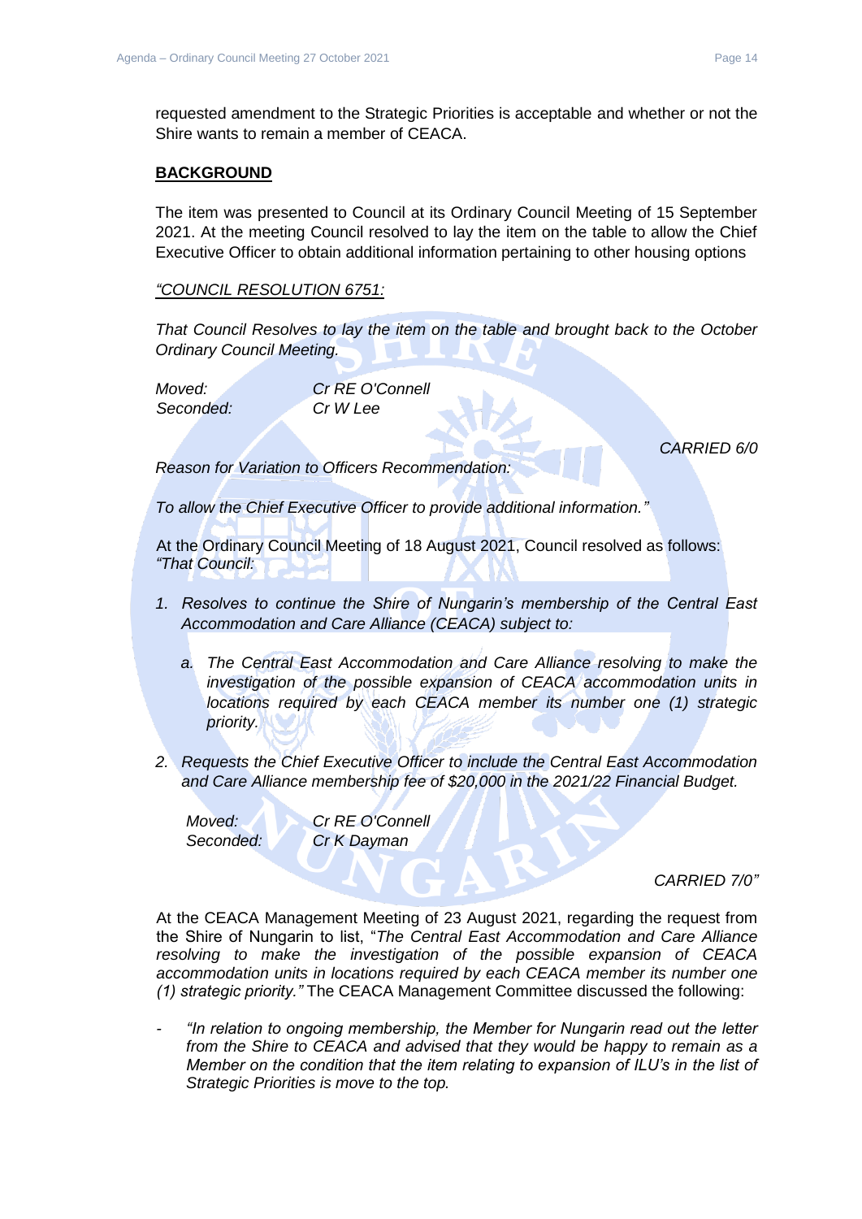requested amendment to the Strategic Priorities is acceptable and whether or not the Shire wants to remain a member of CEACA.

**BACKGROUND**

The item was presented to Council at its Ordinary Council Meeting of 15 September 2021. At the meeting Council resolved to lay the item on the table to allow the Chief Executive Officer to obtain additional information pertaining to other housing options

*"COUNCIL RESOLUTION 6751:*

*That Council Resolves to lay the item on the table and brought back to the October Ordinary Council Meeting.*

*Moved: Cr RE O'Connell*
*Seconded: Cr W Lee*

*CARRIED 6/0*

*Reason for Variation to Officers Recommendation:*

*To allow the Chief Executive Officer to provide additional information."*

At the Ordinary Council Meeting of 18 August 2021, Council resolved as follows:
*"That Council:*

1. *Resolves to continue the Shire of Nungarin's membership of the Central East Accommodation and Care Alliance (CEACA) subject to:*
   a. *The Central East Accommodation and Care Alliance resolving to make the investigation of the possible expansion of CEACA accommodation units in locations required by each CEACA member its number one (1) strategic priority.*
2. *Requests the Chief Executive Officer to include the Central East Accommodation and Care Alliance membership fee of $20,000 in the 2021/22 Financial Budget.*

*Moved: Cr RE O'Connell*
*Seconded: Cr K Dayman*

*CARRIED 7/0"*

At the CEACA Management Meeting of 23 August 2021, regarding the request from the Shire of Nungarin to list, "*The Central East Accommodation and Care Alliance resolving to make the investigation of the possible expansion of CEACA accommodation units in locations required by each CEACA member its number one (1) strategic priority."* The CEACA Management Committee discussed the following:

- *"In relation to ongoing membership, the Member for Nungarin read out the letter from the Shire to CEACA and advised that they would be happy to remain as a Member on the condition that the item relating to expansion of ILU's in the list of Strategic Priorities is move to the top.*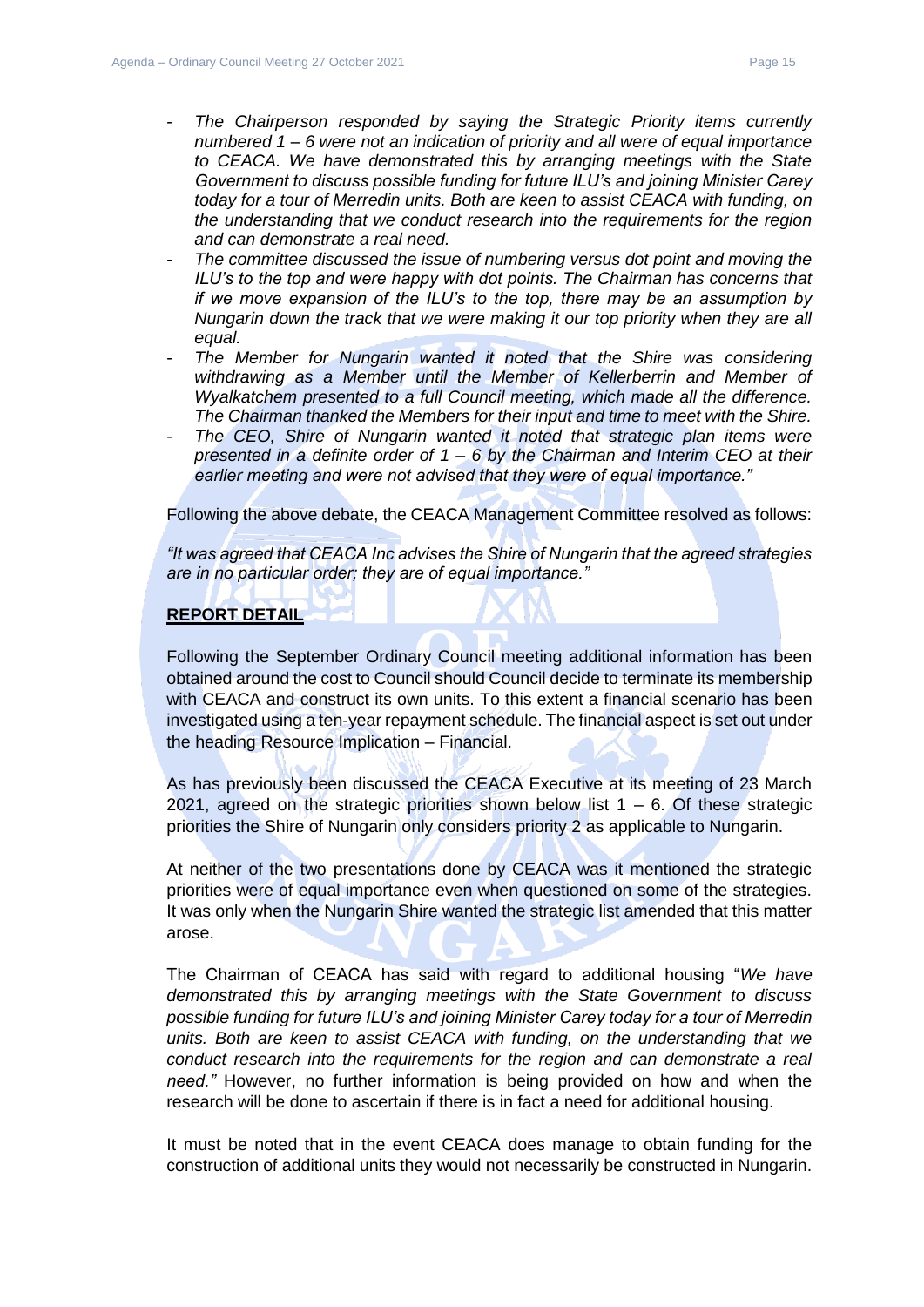- *The Chairperson responded by saying the Strategic Priority items currently numbered 1 – 6 were not an indication of priority and all were of equal importance to CEACA. We have demonstrated this by arranging meetings with the State Government to discuss possible funding for future ILU's and joining Minister Carey today for a tour of Merredin units. Both are keen to assist CEACA with funding, on the understanding that we conduct research into the requirements for the region and can demonstrate a real need.*
- *The committee discussed the issue of numbering versus dot point and moving the ILU's to the top and were happy with dot points. The Chairman has concerns that if we move expansion of the ILU's to the top, there may be an assumption by Nungarin down the track that we were making it our top priority when they are all equal.*
- *The Member for Nungarin wanted it noted that the Shire was considering withdrawing as a Member until the Member of Kellerberrin and Member of Wyalkatchem presented to a full Council meeting, which made all the difference. The Chairman thanked the Members for their input and time to meet with the Shire.*
- *The CEO, Shire of Nungarin wanted it noted that strategic plan items were presented in a definite order of 1 – 6 by the Chairman and Interim CEO at their earlier meeting and were not advised that they were of equal importance."*

Following the above debate, the CEACA Management Committee resolved as follows:

*"It was agreed that CEACA Inc advises the Shire of Nungarin that the agreed strategies are in no particular order; they are of equal importance."*

**REPORT DETAIL**

Following the September Ordinary Council meeting additional information has been obtained around the cost to Council should Council decide to terminate its membership with CEACA and construct its own units. To this extent a financial scenario has been investigated using a ten-year repayment schedule. The financial aspect is set out under the heading Resource Implication – Financial.

As has previously been discussed the CEACA Executive at its meeting of 23 March 2021, agreed on the strategic priorities shown below list 1 – 6. Of these strategic priorities the Shire of Nungarin only considers priority 2 as applicable to Nungarin.

At neither of the two presentations done by CEACA was it mentioned the strategic priorities were of equal importance even when questioned on some of the strategies. It was only when the Nungarin Shire wanted the strategic list amended that this matter arose.

The Chairman of CEACA has said with regard to additional housing "*We have demonstrated this by arranging meetings with the State Government to discuss possible funding for future ILU's and joining Minister Carey today for a tour of Merredin units. Both are keen to assist CEACA with funding, on the understanding that we conduct research into the requirements for the region and can demonstrate a real need."* However, no further information is being provided on how and when the research will be done to ascertain if there is in fact a need for additional housing.

It must be noted that in the event CEACA does manage to obtain funding for the construction of additional units they would not necessarily be constructed in Nungarin.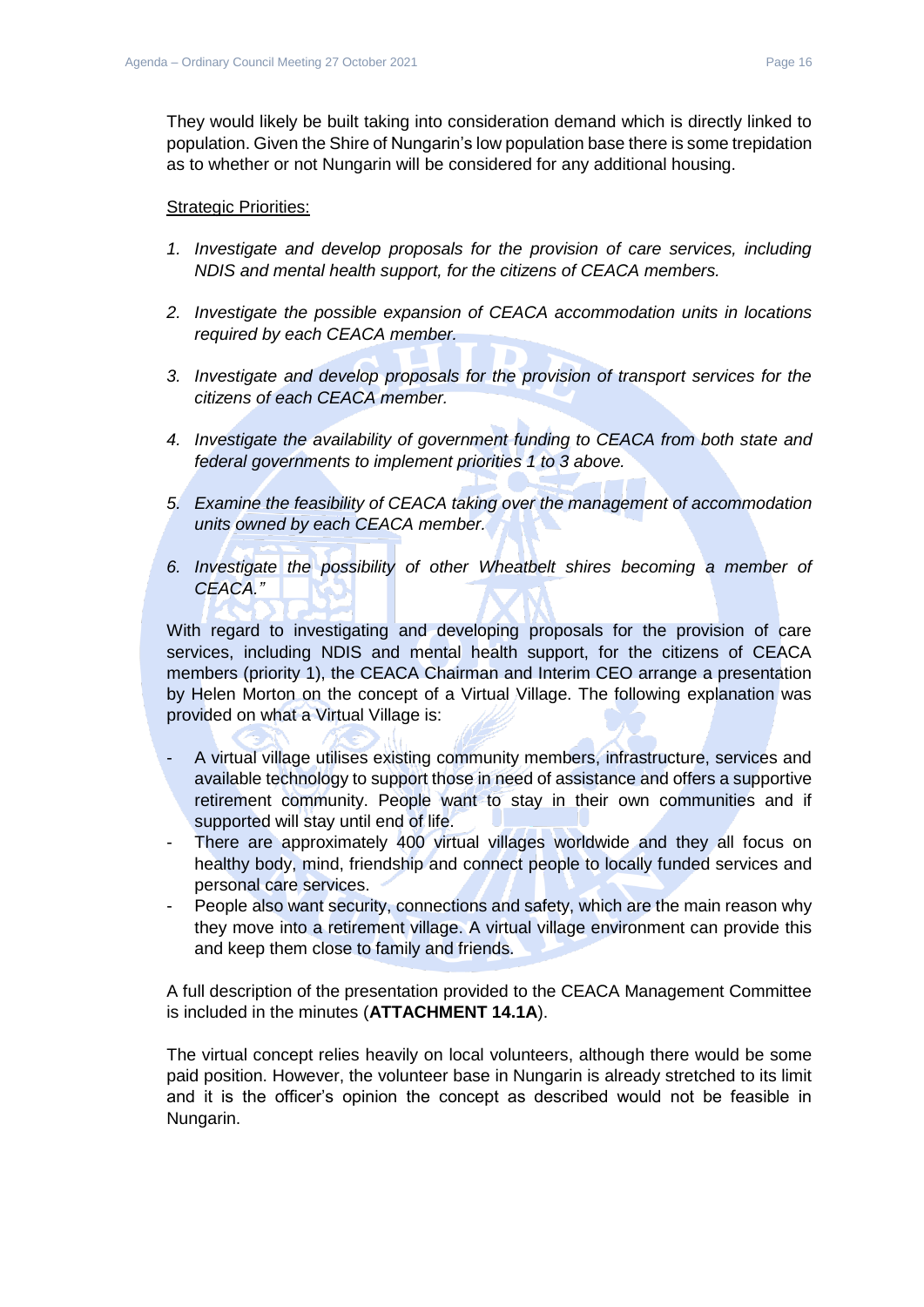They would likely be built taking into consideration demand which is directly linked to population. Given the Shire of Nungarin's low population base there is some trepidation as to whether or not Nungarin will be considered for any additional housing.

Strategic Priorities:

1. *Investigate and develop proposals for the provision of care services, including NDIS and mental health support, for the citizens of CEACA members.*

2. *Investigate the possible expansion of CEACA accommodation units in locations required by each CEACA member.*

3. *Investigate and develop proposals for the provision of transport services for the citizens of each CEACA member.*

4. *Investigate the availability of government funding to CEACA from both state and federal governments to implement priorities 1 to 3 above.*

5. *Examine the feasibility of CEACA taking over the management of accommodation units owned by each CEACA member.*

6. *Investigate the possibility of other Wheatbelt shires becoming a member of CEACA."*

With regard to investigating and developing proposals for the provision of care services, including NDIS and mental health support, for the citizens of CEACA members (priority 1), the CEACA Chairman and Interim CEO arrange a presentation by Helen Morton on the concept of a Virtual Village. The following explanation was provided on what a Virtual Village is:

- A virtual village utilises existing community members, infrastructure, services and available technology to support those in need of assistance and offers a supportive retirement community. People want to stay in their own communities and if supported will stay until end of life.
- There are approximately 400 virtual villages worldwide and they all focus on healthy body, mind, friendship and connect people to locally funded services and personal care services.
- People also want security, connections and safety, which are the main reason why they move into a retirement village. A virtual village environment can provide this and keep them close to family and friends.

A full description of the presentation provided to the CEACA Management Committee is included in the minutes (**ATTACHMENT 14.1A**).

The virtual concept relies heavily on local volunteers, although there would be some paid position. However, the volunteer base in Nungarin is already stretched to its limit and it is the officer's opinion the concept as described would not be feasible in Nungarin.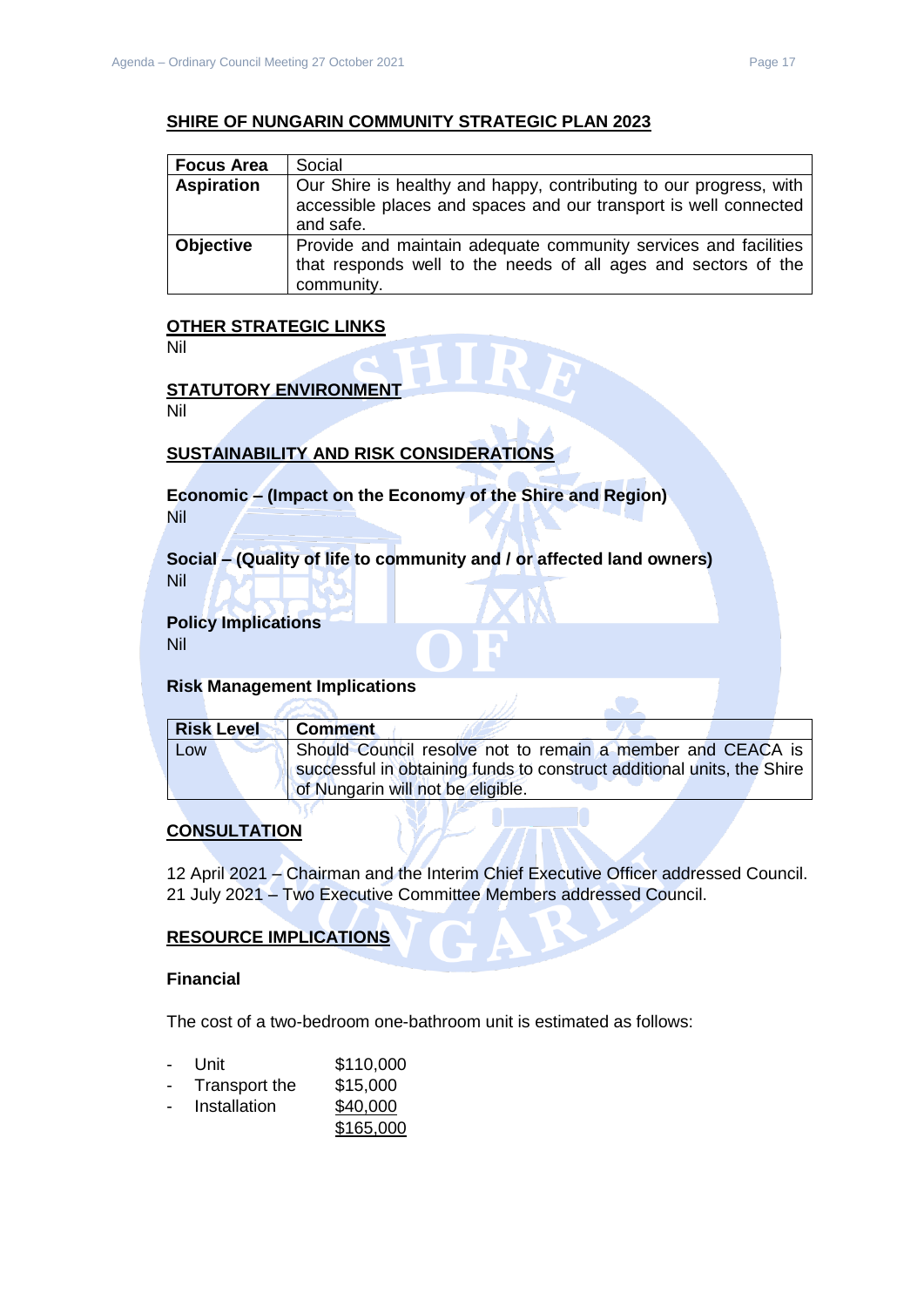## SHIRE OF NUNGARIN COMMUNITY STRATEGIC PLAN 2023

| **Focus Area** | Social |
|---|---|
| **Aspiration** | Our Shire is healthy and happy, contributing to our progress, with accessible places and spaces and our transport is well connected and safe. |
| **Objective** | Provide and maintain adequate community services and facilities that responds well to the needs of all ages and sectors of the community. |

## OTHER STRATEGIC LINKS

Nil

## STATUTORY ENVIRONMENT

Nil

## SUSTAINABILITY AND RISK CONSIDERATIONS

### Economic – (Impact on the Economy of the Shire and Region)

Nil

### Social – (Quality of life to community and / or affected land owners)

Nil

### Policy Implications

Nil

### Risk Management Implications

| Risk Level | Comment |
|---|---|
| Low | Should Council resolve not to remain a member and CEACA is successful in obtaining funds to construct additional units, the Shire of Nungarin will not be eligible. |

## CONSULTATION

12 April 2021 – Chairman and the Interim Chief Executive Officer addressed Council.
21 July 2021 – Two Executive Committee Members addressed Council.

## RESOURCE IMPLICATIONS

### Financial

The cost of a two-bedroom one-bathroom unit is estimated as follows:

- Unit $110,000
- Transport the $15,000
- Installation $40,000

$165,000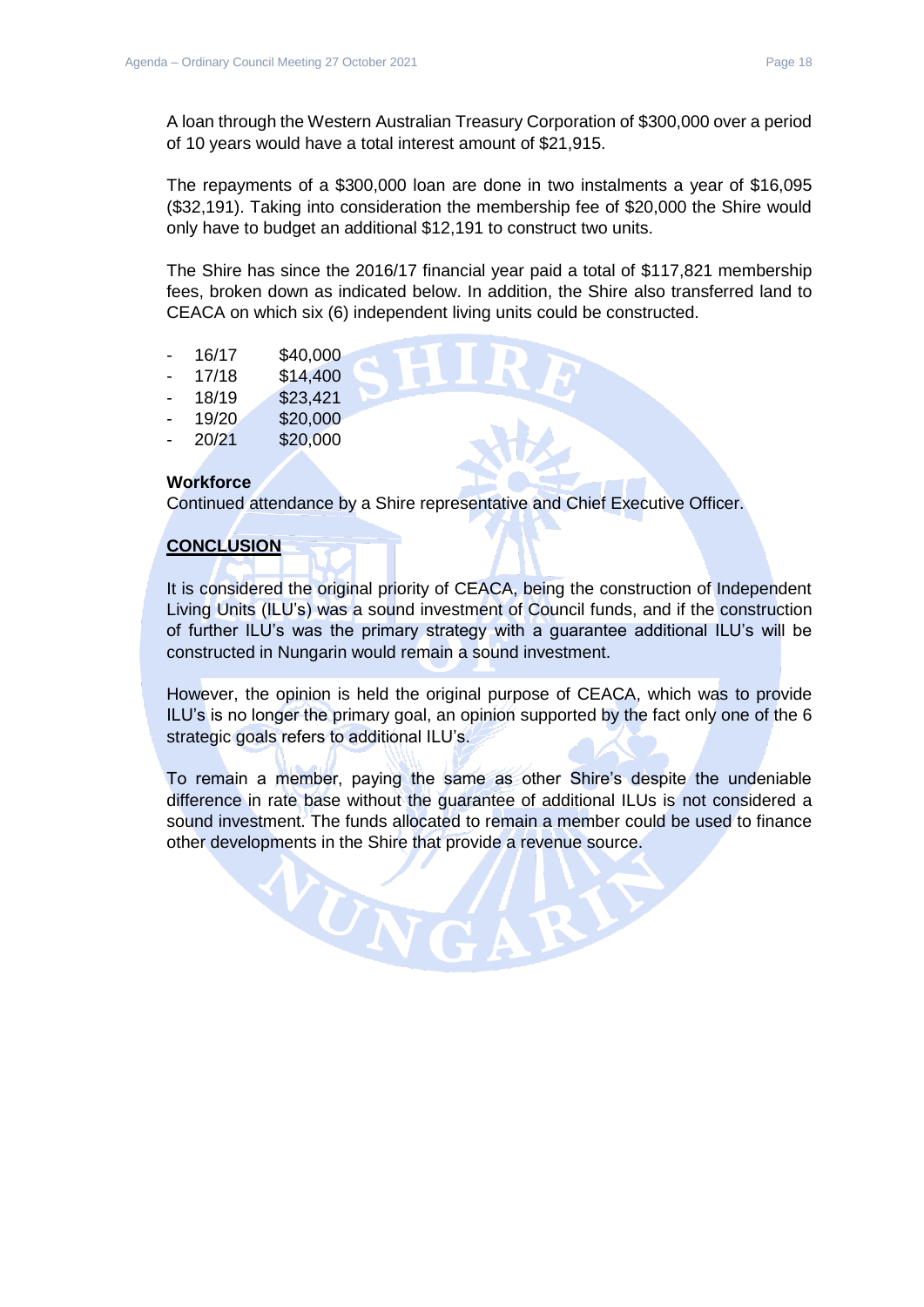A loan through the Western Australian Treasury Corporation of $300,000 over a period of 10 years would have a total interest amount of $21,915.

The repayments of a $300,000 loan are done in two instalments a year of $16,095 ($32,191). Taking into consideration the membership fee of $20,000 the Shire would only have to budget an additional $12,191 to construct two units.

The Shire has since the 2016/17 financial year paid a total of $117,821 membership fees, broken down as indicated below. In addition, the Shire also transferred land to CEACA on which six (6) independent living units could be constructed.

- 16/17 $40,000
- 17/18 $14,400
- 18/19 $23,421
- 19/20 $20,000
- 20/21 $20,000

**Workforce**
Continued attendance by a Shire representative and Chief Executive Officer.

**CONCLUSION**

It is considered the original priority of CEACA, being the construction of Independent Living Units (ILU's) was a sound investment of Council funds, and if the construction of further ILU's was the primary strategy with a guarantee additional ILU's will be constructed in Nungarin would remain a sound investment.

However, the opinion is held the original purpose of CEACA, which was to provide ILU's is no longer the primary goal, an opinion supported by the fact only one of the 6 strategic goals refers to additional ILU's.

To remain a member, paying the same as other Shire's despite the undeniable difference in rate base without the guarantee of additional ILUs is not considered a sound investment. The funds allocated to remain a member could be used to finance other developments in the Shire that provide a revenue source.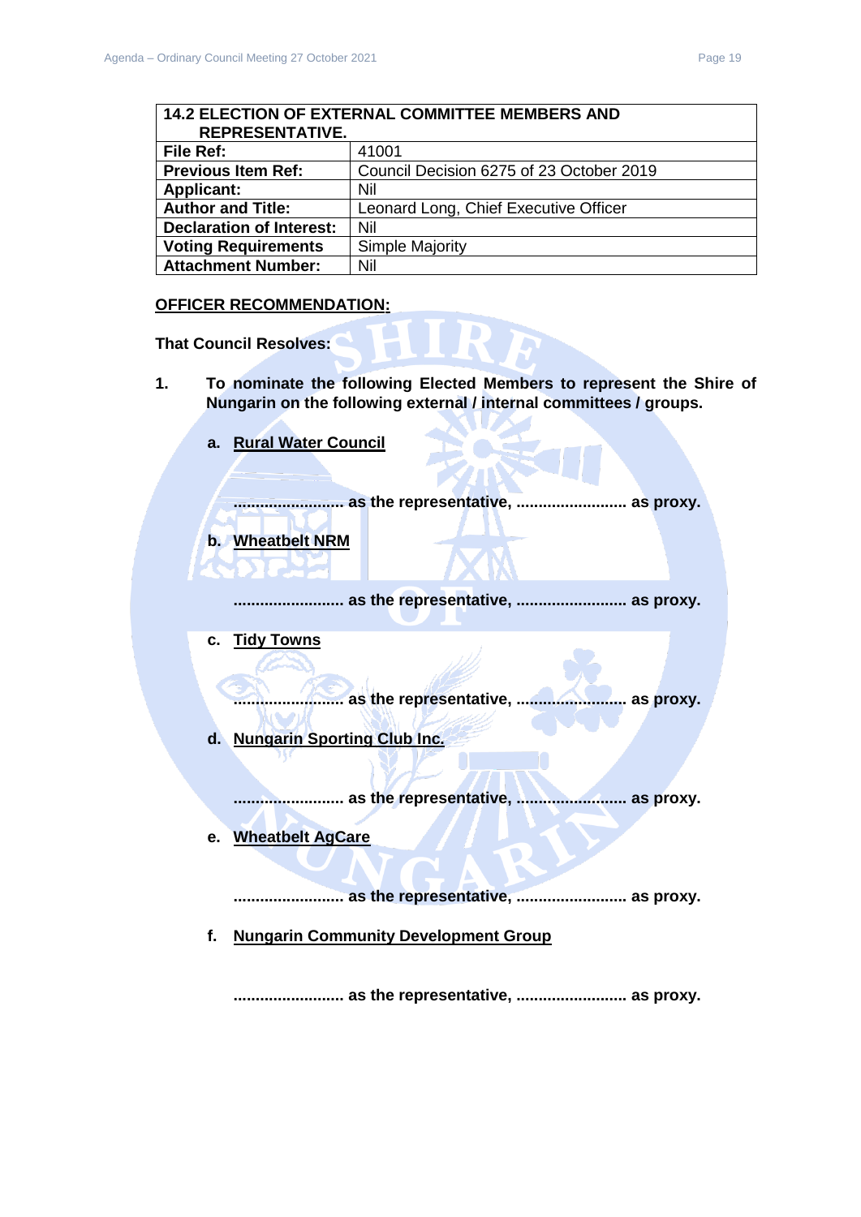| 14.2 ELECTION OF EXTERNAL COMMITTEE MEMBERS AND REPRESENTATIVE. | |
|---|---|
| **File Ref:** | 41001 |
| **Previous Item Ref:** | Council Decision 6275 of 23 October 2019 |
| **Applicant:** | Nil |
| **Author and Title:** | Leonard Long, Chief Executive Officer |
| **Declaration of Interest:** | Nil |
| **Voting Requirements** | Simple Majority |
| **Attachment Number:** | Nil |

**OFFICER RECOMMENDATION:**

**That Council Resolves:**

**1. To nominate the following Elected Members to represent the Shire of Nungarin on the following external / internal committees / groups.**

   **a. Rural Water Council**

   **......................... as the representative, ......................... as proxy.**

   **b. Wheatbelt NRM**

   **......................... as the representative, ......................... as proxy.**

   **c. Tidy Towns**

   **......................... as the representative, ......................... as proxy.**

   **d. Nungarin Sporting Club Inc.**

   **......................... as the representative, ......................... as proxy.**

   **e. Wheatbelt AgCare**

   **......................... as the representative, ......................... as proxy.**

   **f. Nungarin Community Development Group**

   **......................... as the representative, ......................... as proxy.**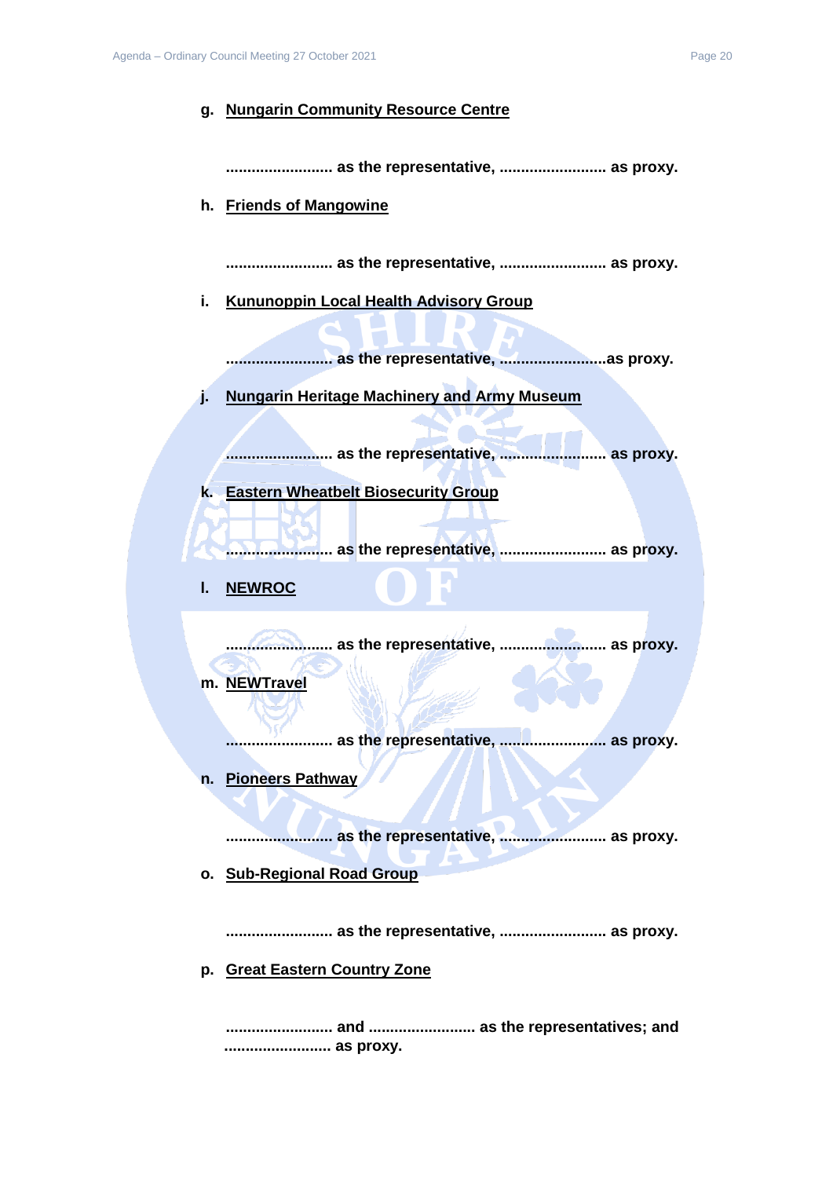**g. <u>Nungarin Community Resource Centre</u>**

**......................... as the representative, ......................... as proxy.**

**h. <u>Friends of Mangowine</u>**

**......................... as the representative, ......................... as proxy.**

**i. <u>Kununoppin Local Health Advisory Group</u>**

**......................... as the representative, .........................as proxy.**

**j. <u>Nungarin Heritage Machinery and Army Museum</u>**

**......................... as the representative, ......................... as proxy.**

**k. <u>Eastern Wheatbelt Biosecurity Group</u>**

**......................... as the representative, ......................... as proxy.**

**l. <u>NEWROC</u>**

**......................... as the representative, ......................... as proxy.**

**m. <u>NEWTravel</u>**

**......................... as the representative, ......................... as proxy.**

**n. <u>Pioneers Pathway</u>**

**......................... as the representative, ......................... as proxy.**

**o. <u>Sub-Regional Road Group</u>**

**......................... as the representative, ......................... as proxy.**

**p. <u>Great Eastern Country Zone</u>**

**......................... and ......................... as the representatives; and ......................... as proxy.**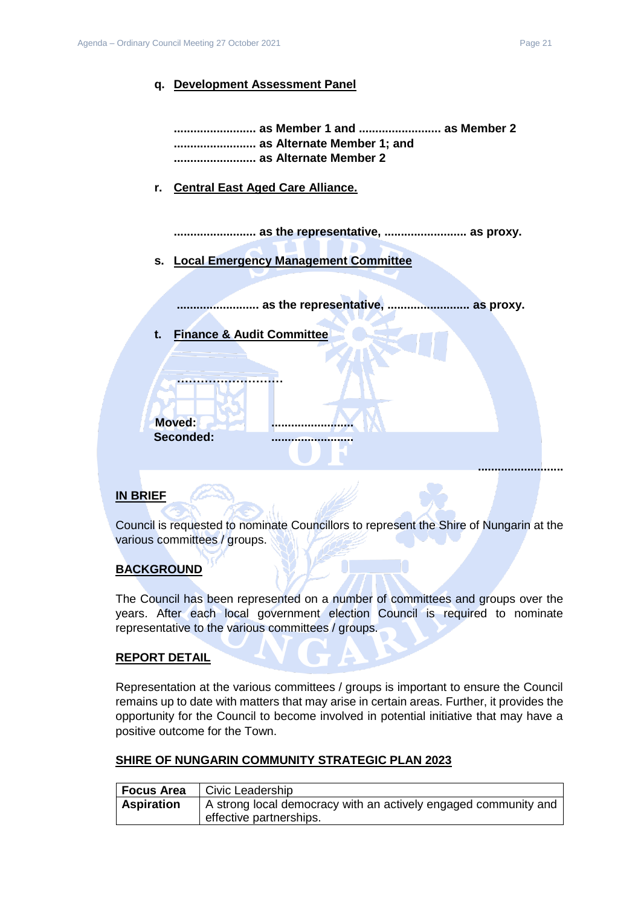q. **Development Assessment Panel**

**......................... as Member 1 and ......................... as Member 2**
**......................... as Alternate Member 1; and**
**......................... as Alternate Member 2**

r. **Central East Aged Care Alliance.**

**......................... as the representative, ......................... as proxy.**

s. **Local Emergency Management Committee**

**......................... as the representative, ......................... as proxy.**

t. **Finance & Audit Committee**

**............................**

**Moved:** .........................
**Seconded:** .........................

.........................

## IN BRIEF

Council is requested to nominate Councillors to represent the Shire of Nungarin at the various committees / groups.

## BACKGROUND

The Council has been represented on a number of committees and groups over the years. After each local government election Council is required to nominate representative to the various committees / groups.

## REPORT DETAIL

Representation at the various committees / groups is important to ensure the Council remains up to date with matters that may arise in certain areas. Further, it provides the opportunity for the Council to become involved in potential initiative that may have a positive outcome for the Town.

## SHIRE OF NUNGARIN COMMUNITY STRATEGIC PLAN 2023

| **Focus Area** | Civic Leadership |
|---|---|
| **Aspiration** | A strong local democracy with an actively engaged community and effective partnerships. |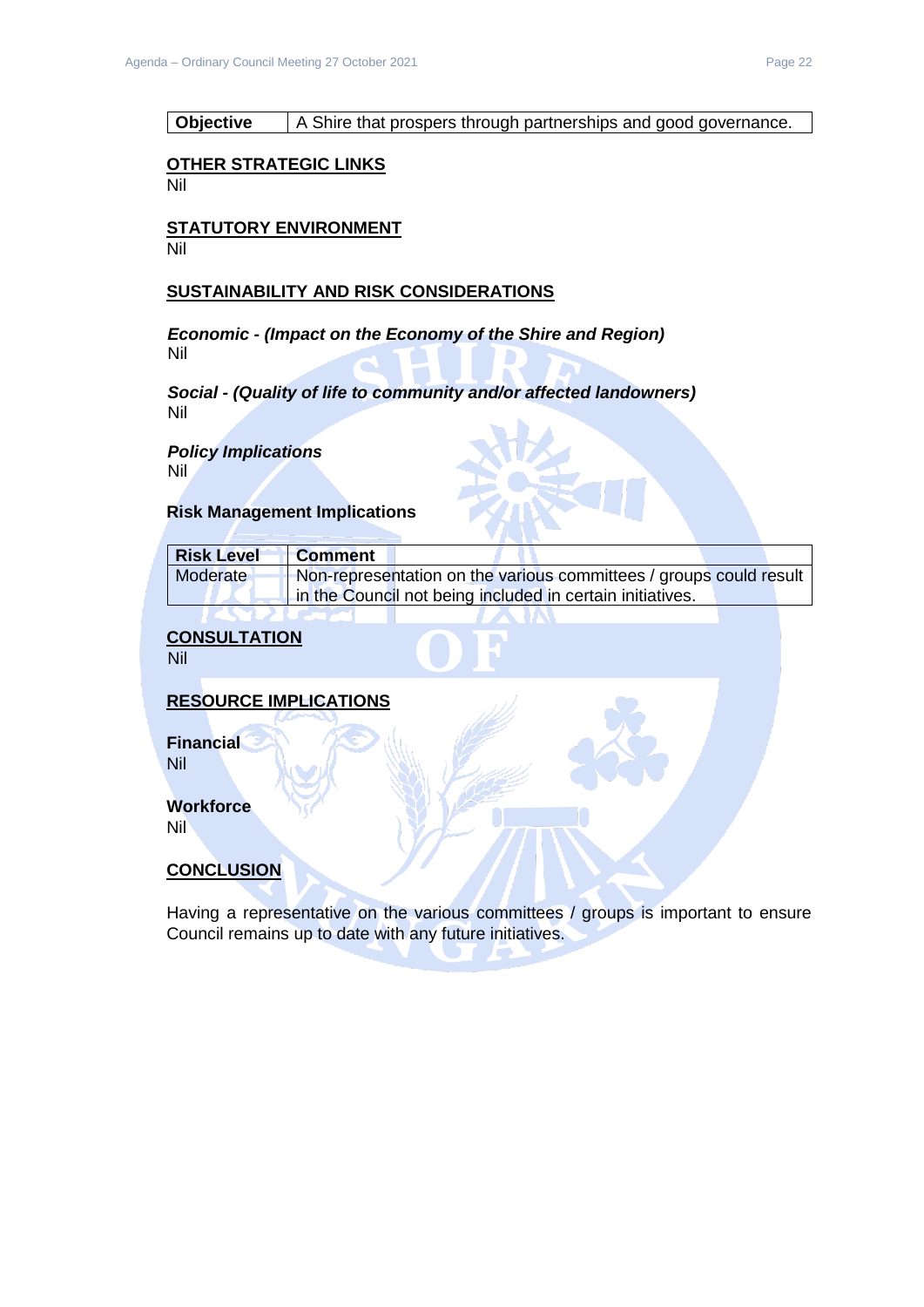| Objective | A Shire that prospers through partnerships and good governance. |
|---|---|

## OTHER STRATEGIC LINKS

Nil

## STATUTORY ENVIRONMENT

Nil

## SUSTAINABILITY AND RISK CONSIDERATIONS

***Economic - (Impact on the Economy of the Shire and Region)***

Nil

***Social - (Quality of life to community and/or affected landowners)***

Nil

***Policy Implications***

Nil

**Risk Management Implications**

| Risk Level | Comment |
|---|---|
| Moderate | Non-representation on the various committees / groups could result in the Council not being included in certain initiatives. |

## CONSULTATION

Nil

## RESOURCE IMPLICATIONS

**Financial**

Nil

**Workforce**

Nil

## CONCLUSION

Having a representative on the various committees / groups is important to ensure Council remains up to date with any future initiatives.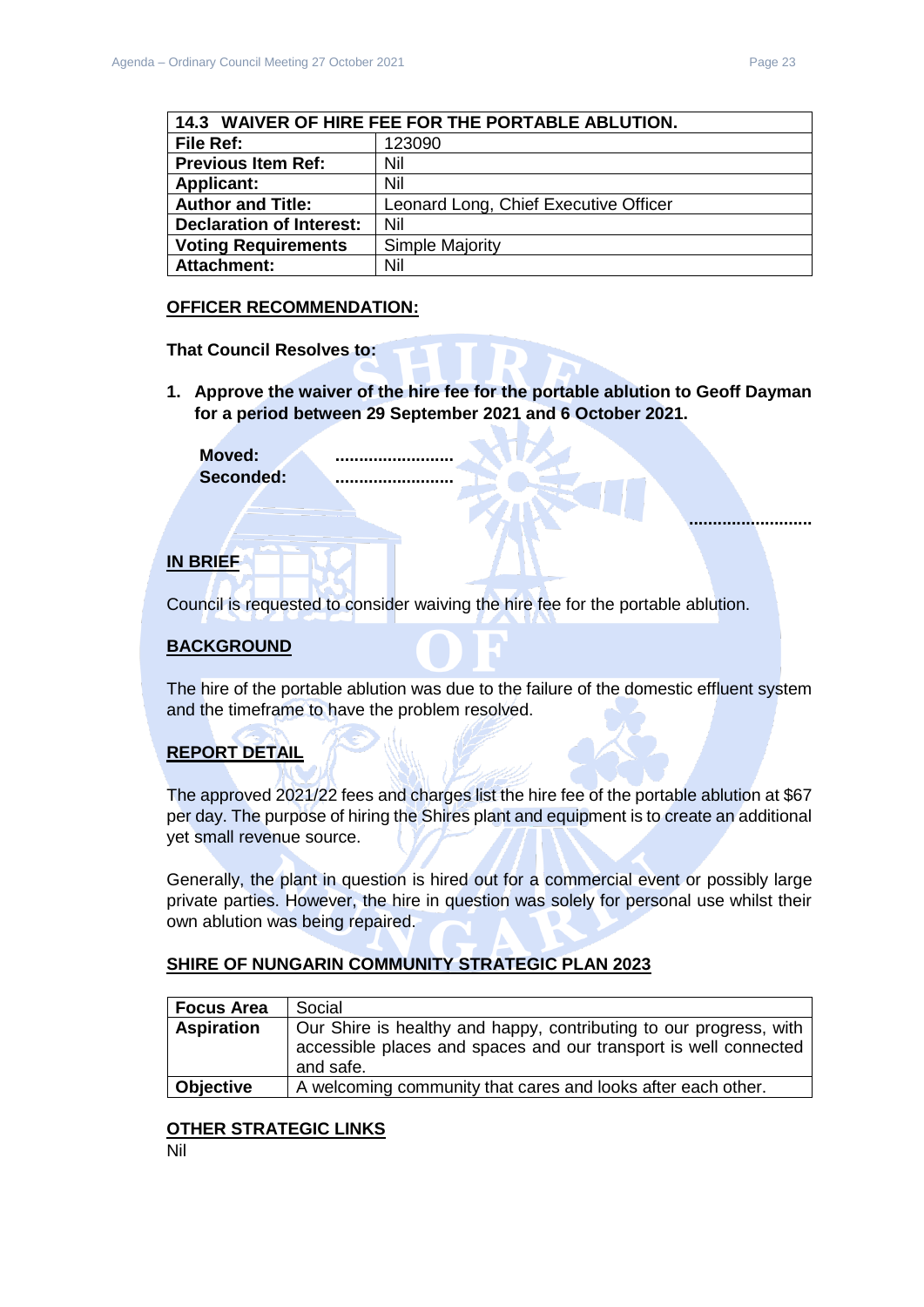| 14.3 WAIVER OF HIRE FEE FOR THE PORTABLE ABLUTION. | |
|---|---|
| **File Ref:** | 123090 |
| **Previous Item Ref:** | Nil |
| **Applicant:** | Nil |
| **Author and Title:** | Leonard Long, Chief Executive Officer |
| **Declaration of Interest:** | Nil |
| **Voting Requirements** | Simple Majority |
| **Attachment:** | Nil |

## OFFICER RECOMMENDATION:

**That Council Resolves to:**

1. **Approve the waiver of the hire fee for the portable ablution to Geoff Dayman for a period between 29 September 2021 and 6 October 2021.**

**Moved:** .........................
**Seconded:** .........................

..........................

## IN BRIEF

Council is requested to consider waiving the hire fee for the portable ablution.

## BACKGROUND

The hire of the portable ablution was due to the failure of the domestic effluent system and the timeframe to have the problem resolved.

## REPORT DETAIL

The approved 2021/22 fees and charges list the hire fee of the portable ablution at $67 per day. The purpose of hiring the Shires plant and equipment is to create an additional yet small revenue source.

Generally, the plant in question is hired out for a commercial event or possibly large private parties. However, the hire in question was solely for personal use whilst their own ablution was being repaired.

## SHIRE OF NUNGARIN COMMUNITY STRATEGIC PLAN 2023

| **Focus Area** | Social |
|---|---|
| **Aspiration** | Our Shire is healthy and happy, contributing to our progress, with accessible places and spaces and our transport is well connected and safe. |
| **Objective** | A welcoming community that cares and looks after each other. |

## OTHER STRATEGIC LINKS

Nil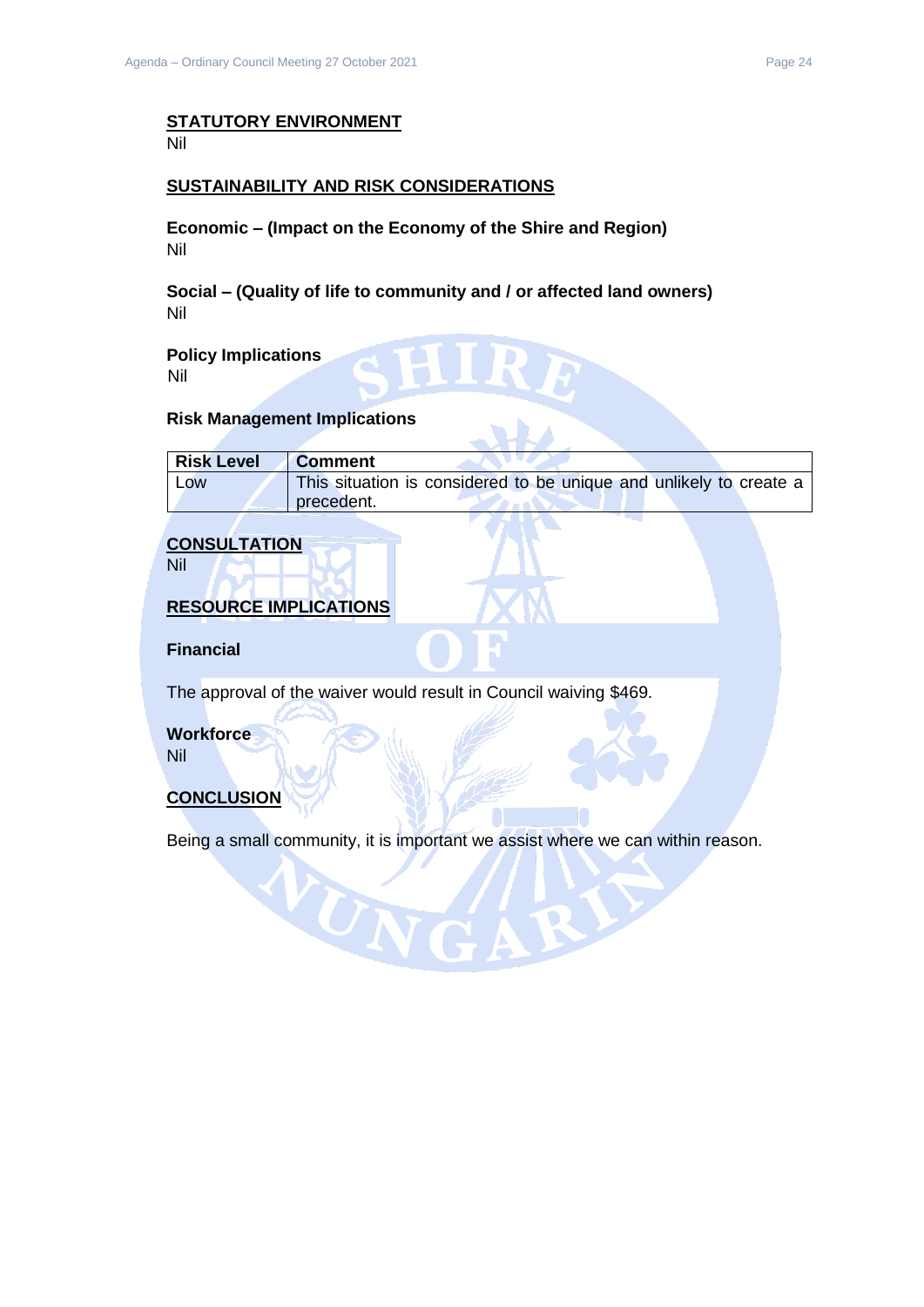## STATUTORY ENVIRONMENT

Nil

## SUSTAINABILITY AND RISK CONSIDERATIONS

**Economic – (Impact on the Economy of the Shire and Region)**

Nil

**Social – (Quality of life to community and / or affected land owners)**

Nil

**Policy Implications**

Nil

**Risk Management Implications**

| Risk Level | Comment |
|---|---|
| Low | This situation is considered to be unique and unlikely to create a precedent. |

## CONSULTATION

Nil

## RESOURCE IMPLICATIONS

**Financial**

The approval of the waiver would result in Council waiving $469.

**Workforce**

Nil

## CONCLUSION

Being a small community, it is important we assist where we can within reason.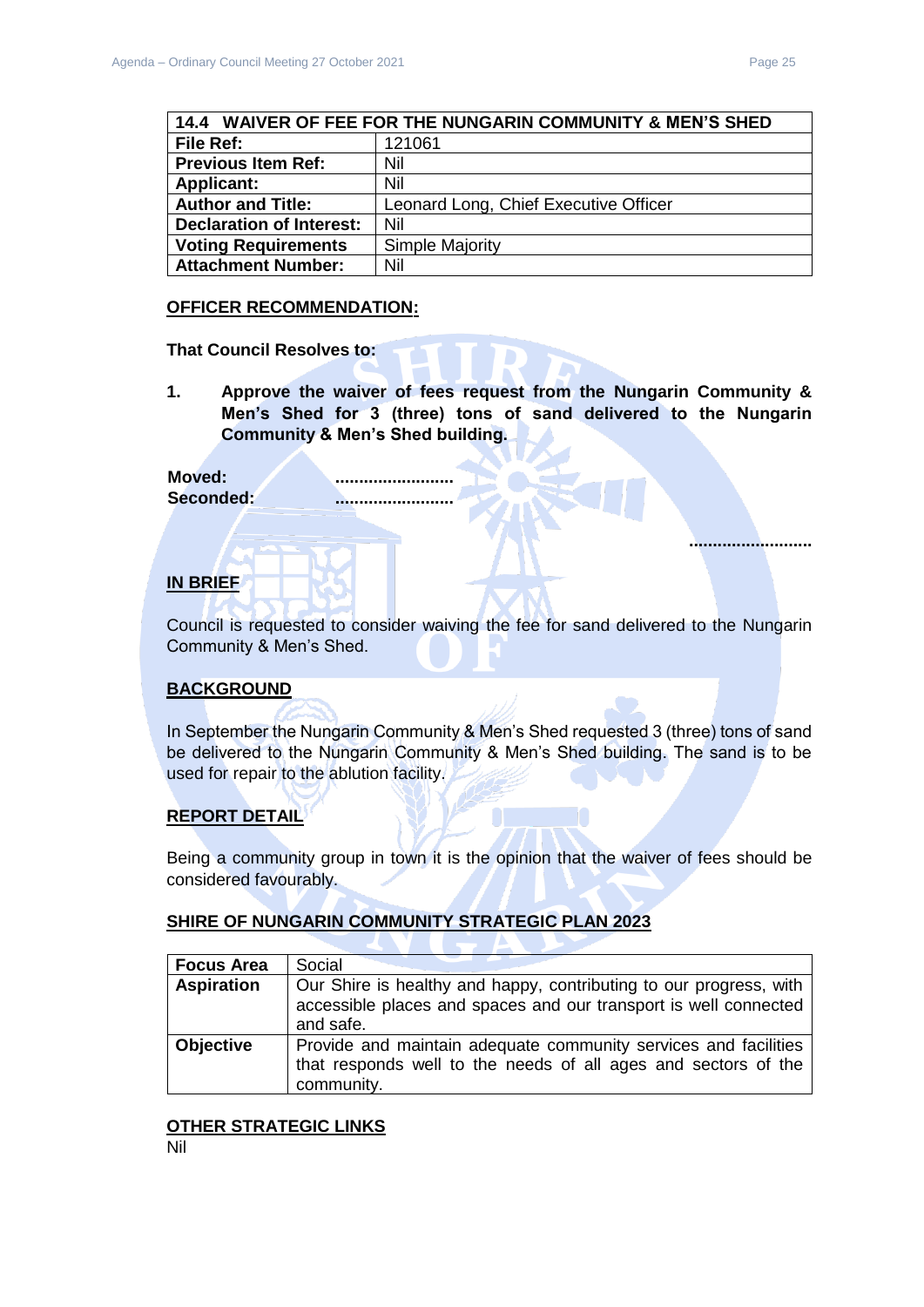| 14.4 WAIVER OF FEE FOR THE NUNGARIN COMMUNITY & MEN'S SHED | |
|---|---|
| **File Ref:** | 121061 |
| **Previous Item Ref:** | Nil |
| **Applicant:** | Nil |
| **Author and Title:** | Leonard Long, Chief Executive Officer |
| **Declaration of Interest:** | Nil |
| **Voting Requirements** | Simple Majority |
| **Attachment Number:** | Nil |

**OFFICER RECOMMENDATION:**

**That Council Resolves to:**

1. **Approve the waiver of fees request from the Nungarin Community & Men's Shed for 3 (three) tons of sand delivered to the Nungarin Community & Men's Shed building.**

**Moved:** ........................
**Seconded:** ........................

........................

**IN BRIEF**

Council is requested to consider waiving the fee for sand delivered to the Nungarin Community & Men's Shed.

**BACKGROUND**

In September the Nungarin Community & Men's Shed requested 3 (three) tons of sand be delivered to the Nungarin Community & Men's Shed building. The sand is to be used for repair to the ablution facility.

**REPORT DETAIL**

Being a community group in town it is the opinion that the waiver of fees should be considered favourably.

**SHIRE OF NUNGARIN COMMUNITY STRATEGIC PLAN 2023**

| **Focus Area** | Social |
|---|---|
| **Aspiration** | Our Shire is healthy and happy, contributing to our progress, with accessible places and spaces and our transport is well connected and safe. |
| **Objective** | Provide and maintain adequate community services and facilities that responds well to the needs of all ages and sectors of the community. |

**OTHER STRATEGIC LINKS**

Nil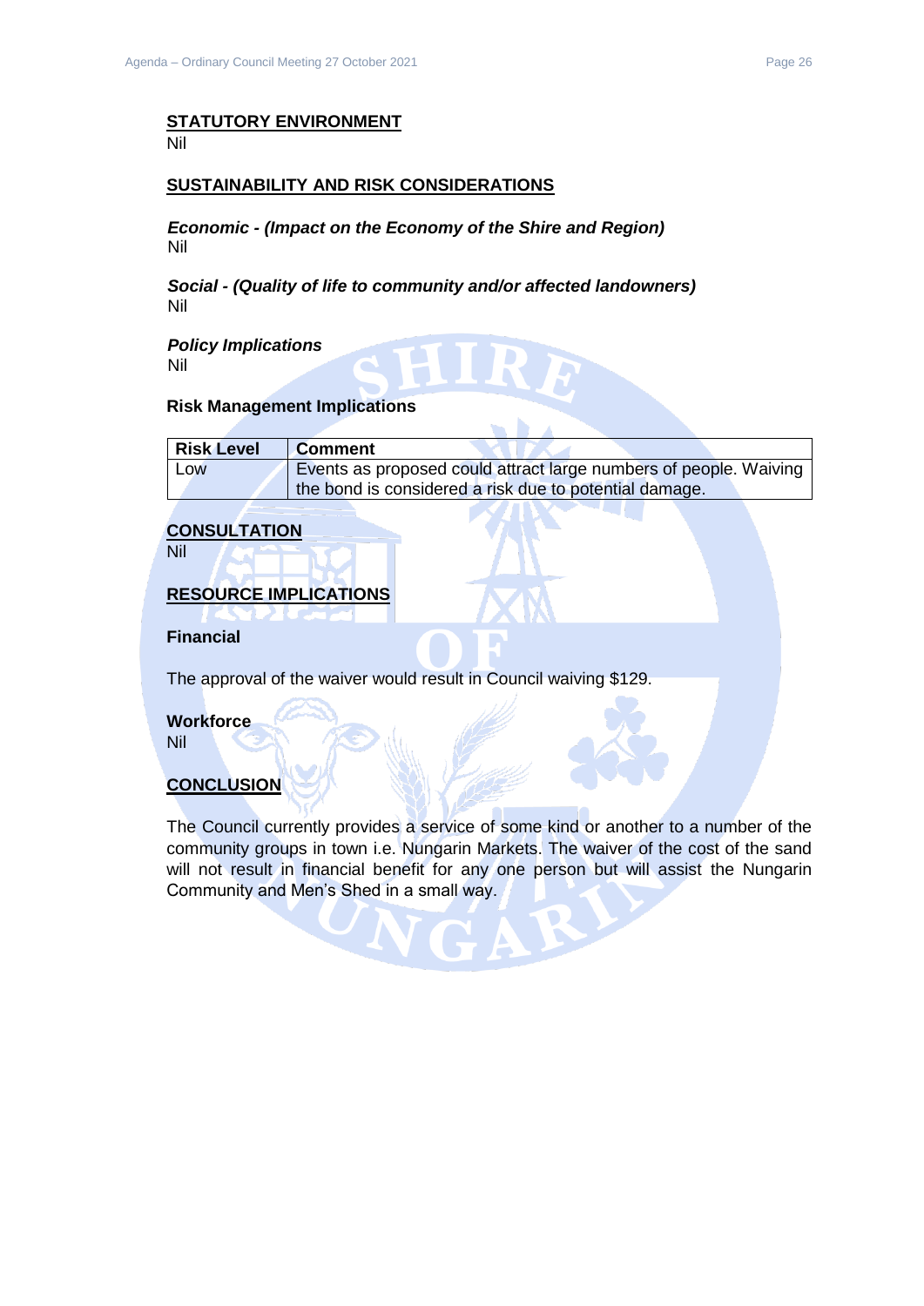## STATUTORY ENVIRONMENT

Nil

## SUSTAINABILITY AND RISK CONSIDERATIONS

***Economic - (Impact on the Economy of the Shire and Region)***

Nil

***Social - (Quality of life to community and/or affected landowners)***

Nil

***Policy Implications***

Nil

**Risk Management Implications**

| Risk Level | Comment |
|---|---|
| Low | Events as proposed could attract large numbers of people. Waiving the bond is considered a risk due to potential damage. |

## CONSULTATION

Nil

## RESOURCE IMPLICATIONS

**Financial**

The approval of the waiver would result in Council waiving $129.

**Workforce**

Nil

## CONCLUSION

The Council currently provides a service of some kind or another to a number of the community groups in town i.e. Nungarin Markets. The waiver of the cost of the sand will not result in financial benefit for any one person but will assist the Nungarin Community and Men's Shed in a small way.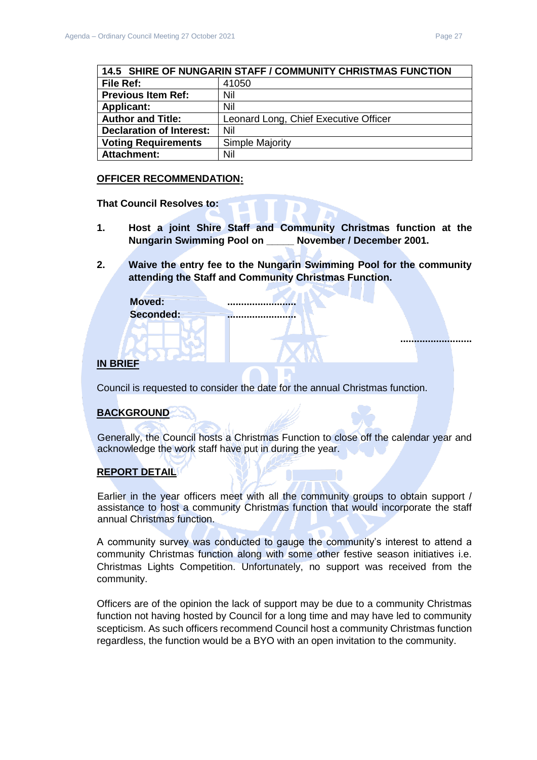| 14.5 SHIRE OF NUNGARIN STAFF / COMMUNITY CHRISTMAS FUNCTION | |
|---|---|
| **File Ref:** | 41050 |
| **Previous Item Ref:** | Nil |
| **Applicant:** | Nil |
| **Author and Title:** | Leonard Long, Chief Executive Officer |
| **Declaration of Interest:** | Nil |
| **Voting Requirements** | Simple Majority |
| **Attachment:** | Nil |

**OFFICER RECOMMENDATION:**

**That Council Resolves to:**

1. **Host a joint Shire Staff and Community Christmas function at the Nungarin Swimming Pool on _____ November / December 2001.**

2. **Waive the entry fee to the Nungarin Swimming Pool for the community attending the Staff and Community Christmas Function.**

**Moved:** .........................
**Seconded:** .........................

..........................

**IN BRIEF**

Council is requested to consider the date for the annual Christmas function.

**BACKGROUND**

Generally, the Council hosts a Christmas Function to close off the calendar year and acknowledge the work staff have put in during the year.

**REPORT DETAIL**

Earlier in the year officers meet with all the community groups to obtain support / assistance to host a community Christmas function that would incorporate the staff annual Christmas function.

A community survey was conducted to gauge the community's interest to attend a community Christmas function along with some other festive season initiatives i.e. Christmas Lights Competition. Unfortunately, no support was received from the community.

Officers are of the opinion the lack of support may be due to a community Christmas function not having hosted by Council for a long time and may have led to community scepticism. As such officers recommend Council host a community Christmas function regardless, the function would be a BYO with an open invitation to the community.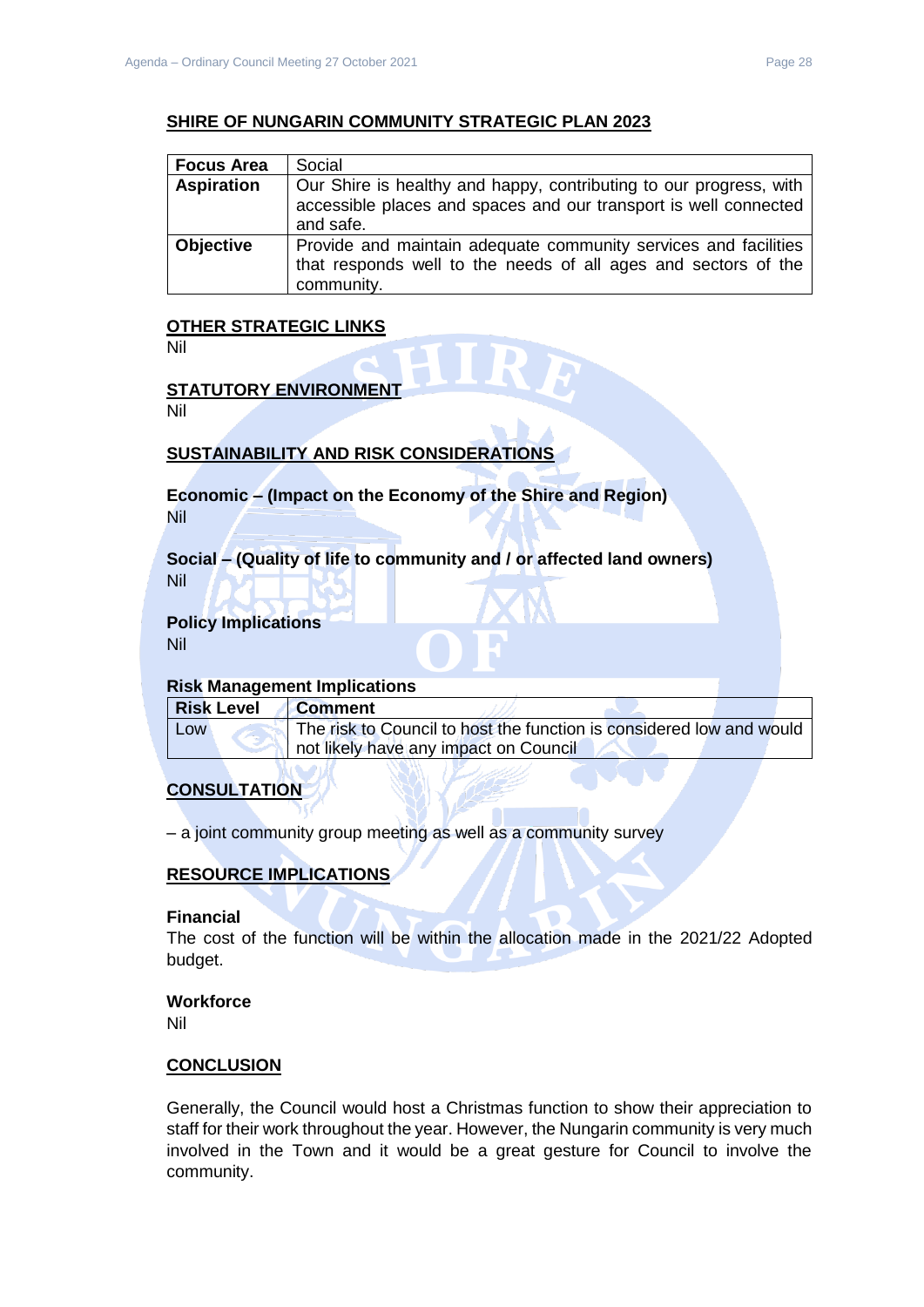## SHIRE OF NUNGARIN COMMUNITY STRATEGIC PLAN 2023

| **Focus Area** | Social |
|---|---|
| **Aspiration** | Our Shire is healthy and happy, contributing to our progress, with accessible places and spaces and our transport is well connected and safe. |
| **Objective** | Provide and maintain adequate community services and facilities that responds well to the needs of all ages and sectors of the community. |

## OTHER STRATEGIC LINKS

Nil

## STATUTORY ENVIRONMENT

Nil

## SUSTAINABILITY AND RISK CONSIDERATIONS

**Economic – (Impact on the Economy of the Shire and Region)**

Nil

**Social – (Quality of life to community and / or affected land owners)**

Nil

**Policy Implications**

Nil

**Risk Management Implications**

| **Risk Level** | **Comment** |
|---|---|
| Low | The risk to Council to host the function is considered low and would not likely have any impact on Council |

## CONSULTATION

– a joint community group meeting as well as a community survey

## RESOURCE IMPLICATIONS

**Financial**

The cost of the function will be within the allocation made in the 2021/22 Adopted budget.

**Workforce**

Nil

## CONCLUSION

Generally, the Council would host a Christmas function to show their appreciation to staff for their work throughout the year. However, the Nungarin community is very much involved in the Town and it would be a great gesture for Council to involve the community.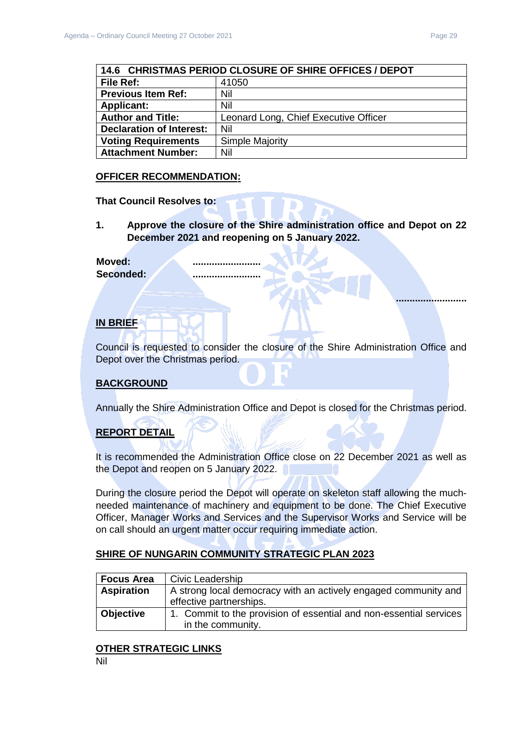| 14.6 CHRISTMAS PERIOD CLOSURE OF SHIRE OFFICES / DEPOT | |
|---|---|
| **File Ref:** | 41050 |
| **Previous Item Ref:** | Nil |
| **Applicant:** | Nil |
| **Author and Title:** | Leonard Long, Chief Executive Officer |
| **Declaration of Interest:** | Nil |
| **Voting Requirements** | Simple Majority |
| **Attachment Number:** | Nil |

## OFFICER RECOMMENDATION:

**That Council Resolves to:**

**1. Approve the closure of the Shire administration office and Depot on 22 December 2021 and reopening on 5 January 2022.**

**Moved:** .........................
**Seconded:** .........................

.........................

## IN BRIEF

Council is requested to consider the closure of the Shire Administration Office and Depot over the Christmas period.

## BACKGROUND

Annually the Shire Administration Office and Depot is closed for the Christmas period.

## REPORT DETAIL

It is recommended the Administration Office close on 22 December 2021 as well as the Depot and reopen on 5 January 2022.

During the closure period the Depot will operate on skeleton staff allowing the much-needed maintenance of machinery and equipment to be done. The Chief Executive Officer, Manager Works and Services and the Supervisor Works and Service will be on call should an urgent matter occur requiring immediate action.

## SHIRE OF NUNGARIN COMMUNITY STRATEGIC PLAN 2023

| **Focus Area** | Civic Leadership |
|---|---|
| **Aspiration** | A strong local democracy with an actively engaged community and effective partnerships. |
| **Objective** | 1. Commit to the provision of essential and non-essential services in the community. |

## OTHER STRATEGIC LINKS

Nil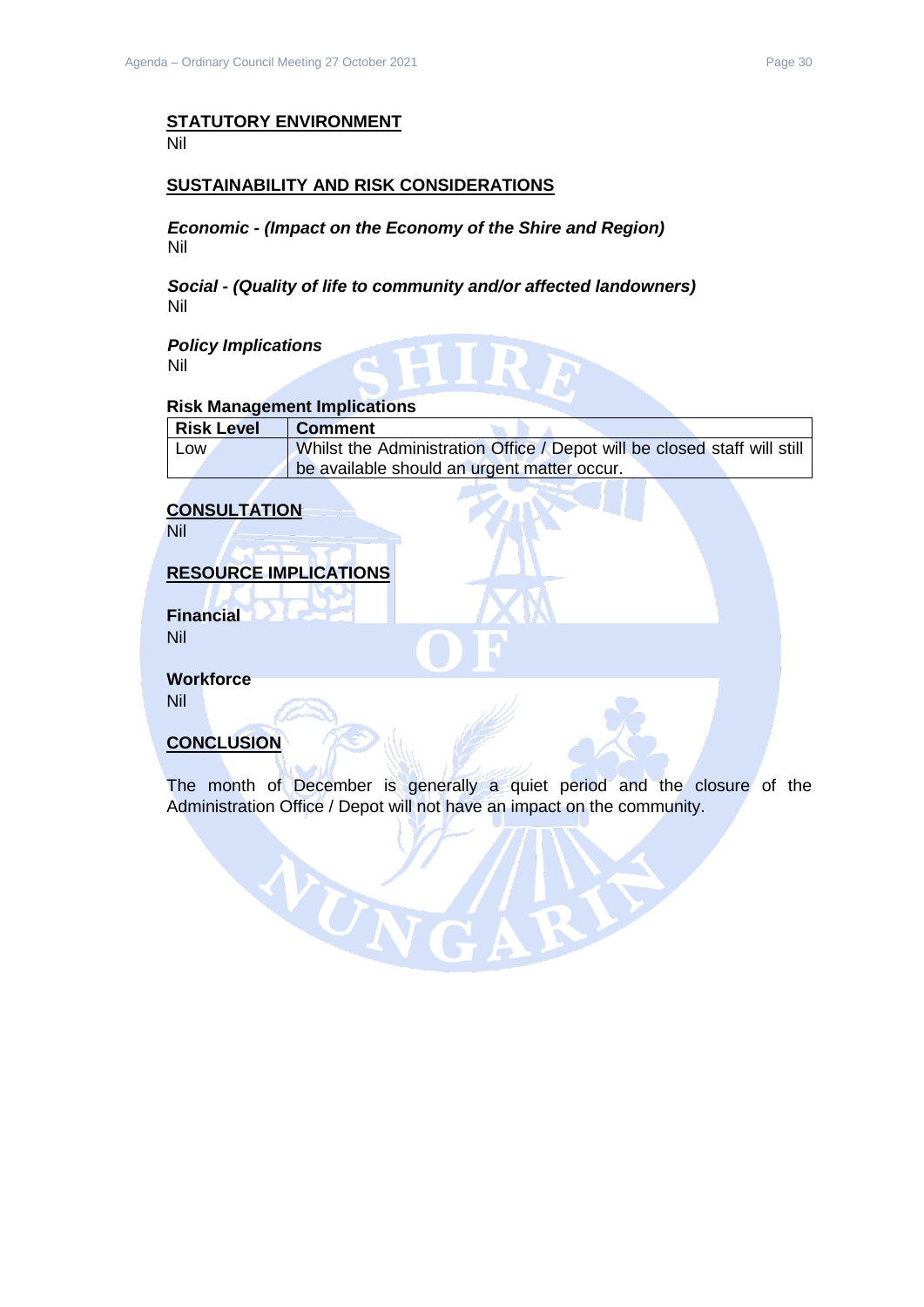## STATUTORY ENVIRONMENT

Nil

## SUSTAINABILITY AND RISK CONSIDERATIONS

***Economic - (Impact on the Economy of the Shire and Region)***

Nil

***Social - (Quality of life to community and/or affected landowners)***

Nil

***Policy Implications***

Nil

**Risk Management Implications**

| Risk Level | Comment |
|---|---|
| Low | Whilst the Administration Office / Depot will be closed staff will still be available should an urgent matter occur. |

## CONSULTATION

Nil

## RESOURCE IMPLICATIONS

**Financial**

Nil

**Workforce**

Nil

## CONCLUSION

The month of December is generally a quiet period and the closure of the Administration Office / Depot will not have an impact on the community.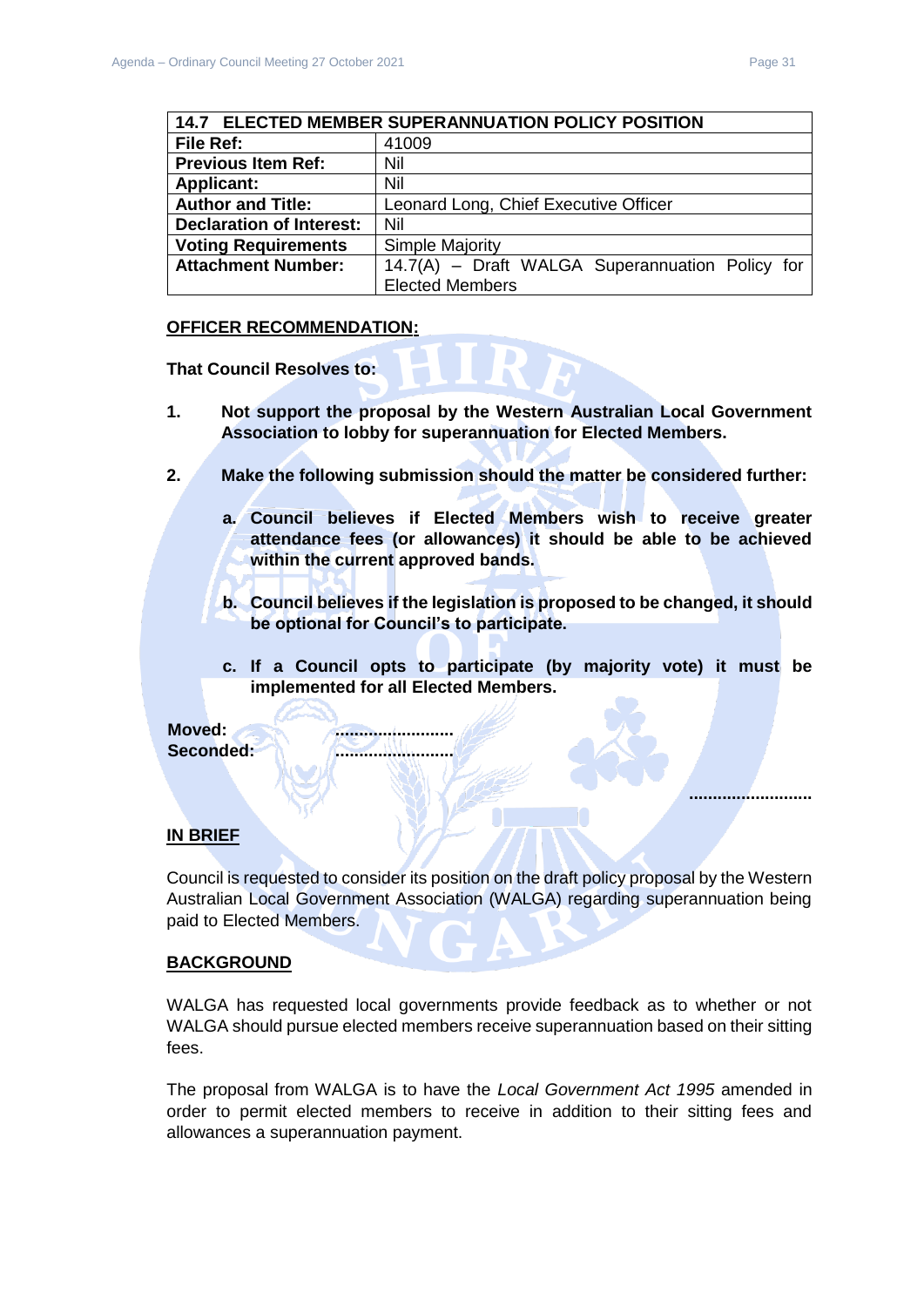| 14.7 ELECTED MEMBER SUPERANNUATION POLICY POSITION | |
|---|---|
| **File Ref:** | 41009 |
| **Previous Item Ref:** | Nil |
| **Applicant:** | Nil |
| **Author and Title:** | Leonard Long, Chief Executive Officer |
| **Declaration of Interest:** | Nil |
| **Voting Requirements** | Simple Majority |
| **Attachment Number:** | 14.7(A) – Draft WALGA Superannuation Policy for Elected Members |

**OFFICER RECOMMENDATION:**

**That Council Resolves to:**

1. **Not support the proposal by the Western Australian Local Government Association to lobby for superannuation for Elected Members.**

2. **Make the following submission should the matter be considered further:**

   a. **Council believes if Elected Members wish to receive greater attendance fees (or allowances) it should be able to be achieved within the current approved bands.**

   b. **Council believes if the legislation is proposed to be changed, it should be optional for Council's to participate.**

   c. **If a Council opts to participate (by majority vote) it must be implemented for all Elected Members.**

**Moved:** .........................
**Seconded:** .........................

.........................

**IN BRIEF**

Council is requested to consider its position on the draft policy proposal by the Western Australian Local Government Association (WALGA) regarding superannuation being paid to Elected Members.

**BACKGROUND**

WALGA has requested local governments provide feedback as to whether or not WALGA should pursue elected members receive superannuation based on their sitting fees.

The proposal from WALGA is to have the *Local Government Act 1995* amended in order to permit elected members to receive in addition to their sitting fees and allowances a superannuation payment.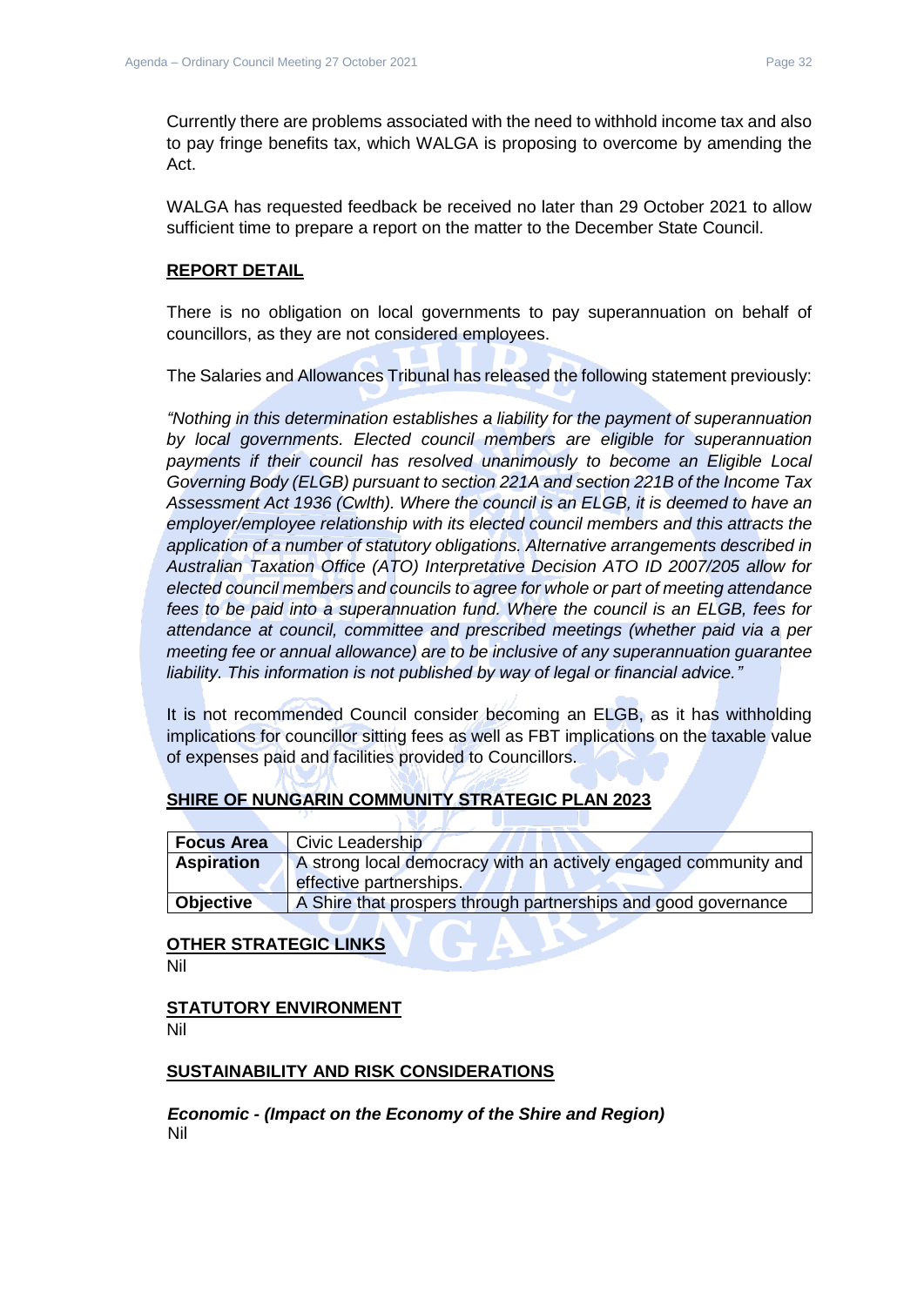Currently there are problems associated with the need to withhold income tax and also to pay fringe benefits tax, which WALGA is proposing to overcome by amending the Act.

WALGA has requested feedback be received no later than 29 October 2021 to allow sufficient time to prepare a report on the matter to the December State Council.

## REPORT DETAIL

There is no obligation on local governments to pay superannuation on behalf of councillors, as they are not considered employees.

The Salaries and Allowances Tribunal has released the following statement previously:

*"Nothing in this determination establishes a liability for the payment of superannuation by local governments. Elected council members are eligible for superannuation payments if their council has resolved unanimously to become an Eligible Local Governing Body (ELGB) pursuant to section 221A and section 221B of the Income Tax Assessment Act 1936 (Cwlth). Where the council is an ELGB, it is deemed to have an employer/employee relationship with its elected council members and this attracts the application of a number of statutory obligations. Alternative arrangements described in Australian Taxation Office (ATO) Interpretative Decision ATO ID 2007/205 allow for elected council members and councils to agree for whole or part of meeting attendance fees to be paid into a superannuation fund. Where the council is an ELGB, fees for attendance at council, committee and prescribed meetings (whether paid via a per meeting fee or annual allowance) are to be inclusive of any superannuation guarantee liability. This information is not published by way of legal or financial advice."*

It is not recommended Council consider becoming an ELGB, as it has withholding implications for councillor sitting fees as well as FBT implications on the taxable value of expenses paid and facilities provided to Councillors.

## SHIRE OF NUNGARIN COMMUNITY STRATEGIC PLAN 2023

| | |
|---|---|
| **Focus Area** | Civic Leadership |
| **Aspiration** | A strong local democracy with an actively engaged community and effective partnerships. |
| **Objective** | A Shire that prospers through partnerships and good governance |

## OTHER STRATEGIC LINKS

Nil

## STATUTORY ENVIRONMENT

Nil

## SUSTAINABILITY AND RISK CONSIDERATIONS

***Economic - (Impact on the Economy of the Shire and Region)***

Nil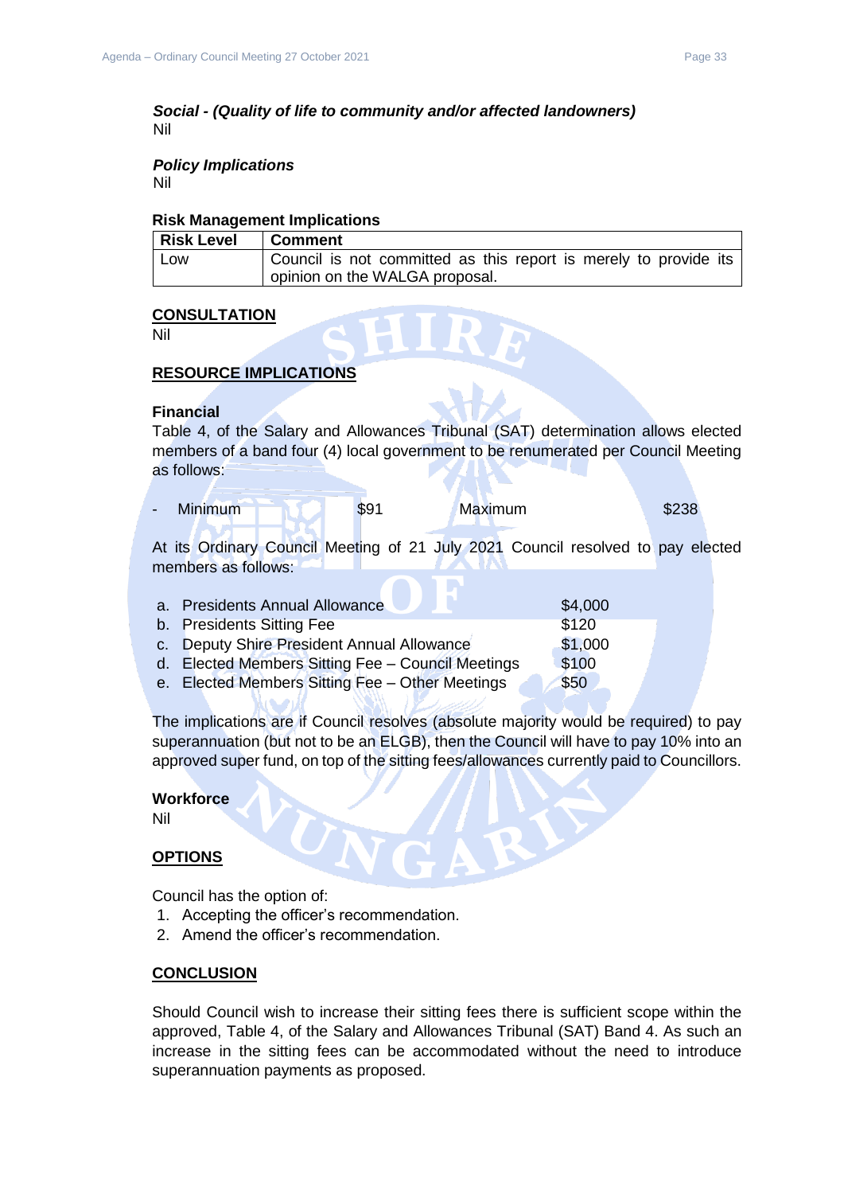***Social - (Quality of life to community and/or affected landowners)***
Nil

***Policy Implications***
Nil

**Risk Management Implications**

| Risk Level | Comment |
|---|---|
| Low | Council is not committed as this report is merely to provide its opinion on the WALGA proposal. |

**CONSULTATION**
Nil

**RESOURCE IMPLICATIONS**

**Financial**
Table 4, of the Salary and Allowances Tribunal (SAT) determination allows elected members of a band four (4) local government to be renumerated per Council Meeting as follows:

- Minimum $91 Maximum $238

At its Ordinary Council Meeting of 21 July 2021 Council resolved to pay elected members as follows:

a. Presidents Annual Allowance $4,000
b. Presidents Sitting Fee $120
c. Deputy Shire President Annual Allowance $1,000
d. Elected Members Sitting Fee – Council Meetings $100
e. Elected Members Sitting Fee – Other Meetings $50

The implications are if Council resolves (absolute majority would be required) to pay superannuation (but not to be an ELGB), then the Council will have to pay 10% into an approved super fund, on top of the sitting fees/allowances currently paid to Councillors.

**Workforce**
Nil

**OPTIONS**

Council has the option of:
1. Accepting the officer's recommendation.
2. Amend the officer's recommendation.

**CONCLUSION**

Should Council wish to increase their sitting fees there is sufficient scope within the approved, Table 4, of the Salary and Allowances Tribunal (SAT) Band 4. As such an increase in the sitting fees can be accommodated without the need to introduce superannuation payments as proposed.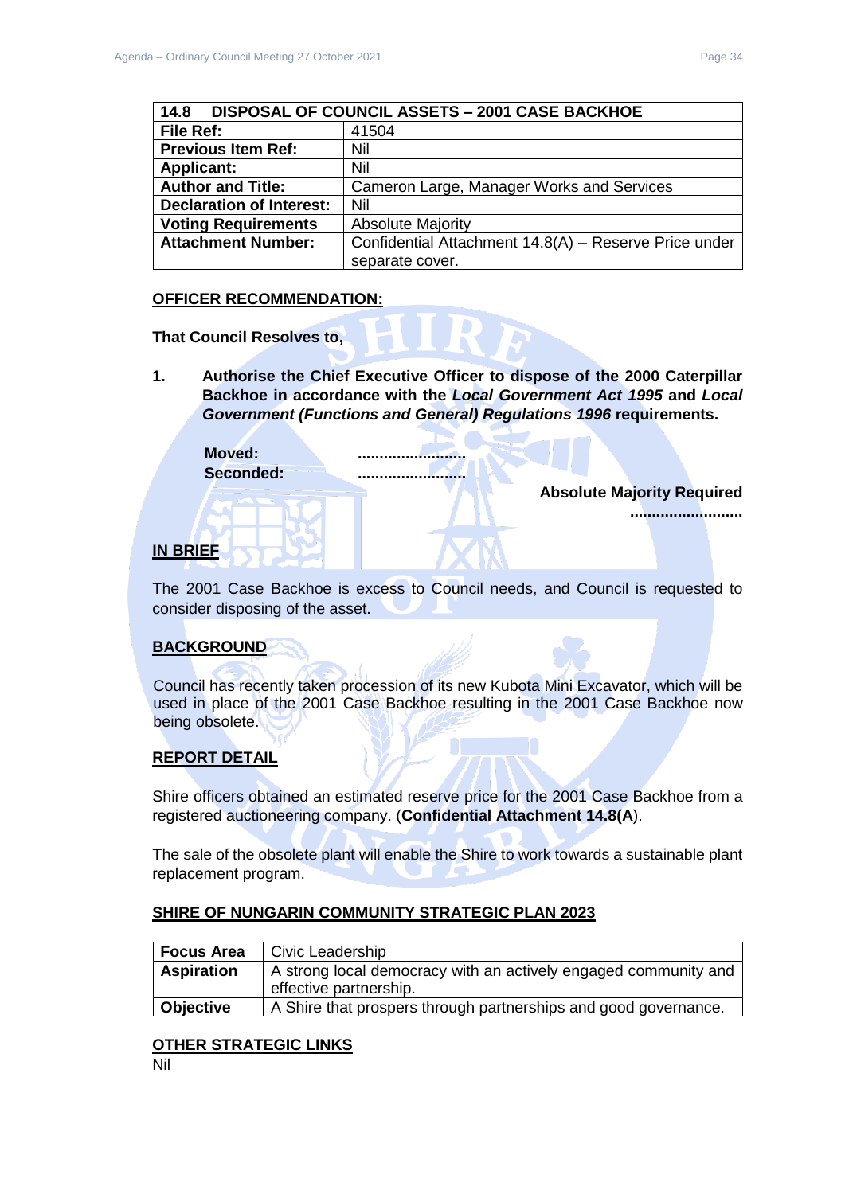| 14.8 DISPOSAL OF COUNCIL ASSETS – 2001 CASE BACKHOE | |
|---|---|
| **File Ref:** | 41504 |
| **Previous Item Ref:** | Nil |
| **Applicant:** | Nil |
| **Author and Title:** | Cameron Large, Manager Works and Services |
| **Declaration of Interest:** | Nil |
| **Voting Requirements** | Absolute Majority |
| **Attachment Number:** | Confidential Attachment 14.8(A) – Reserve Price under separate cover. |

**OFFICER RECOMMENDATION:**

**That Council Resolves to,**

**1. Authorise the Chief Executive Officer to dispose of the 2000 Caterpillar Backhoe in accordance with the *Local Government Act 1995* and *Local Government (Functions and General) Regulations 1996* requirements.**

**Moved:** ..........................
**Seconded:** ..........................

**Absolute Majority Required**
..........................

**IN BRIEF**

The 2001 Case Backhoe is excess to Council needs, and Council is requested to consider disposing of the asset.

**BACKGROUND**

Council has recently taken procession of its new Kubota Mini Excavator, which will be used in place of the 2001 Case Backhoe resulting in the 2001 Case Backhoe now being obsolete.

**REPORT DETAIL**

Shire officers obtained an estimated reserve price for the 2001 Case Backhoe from a registered auctioneering company. (**Confidential Attachment 14.8(A**).

The sale of the obsolete plant will enable the Shire to work towards a sustainable plant replacement program.

**SHIRE OF NUNGARIN COMMUNITY STRATEGIC PLAN 2023**

| **Focus Area** | Civic Leadership |
|---|---|
| **Aspiration** | A strong local democracy with an actively engaged community and effective partnership. |
| **Objective** | A Shire that prospers through partnerships and good governance. |

**OTHER STRATEGIC LINKS**
Nil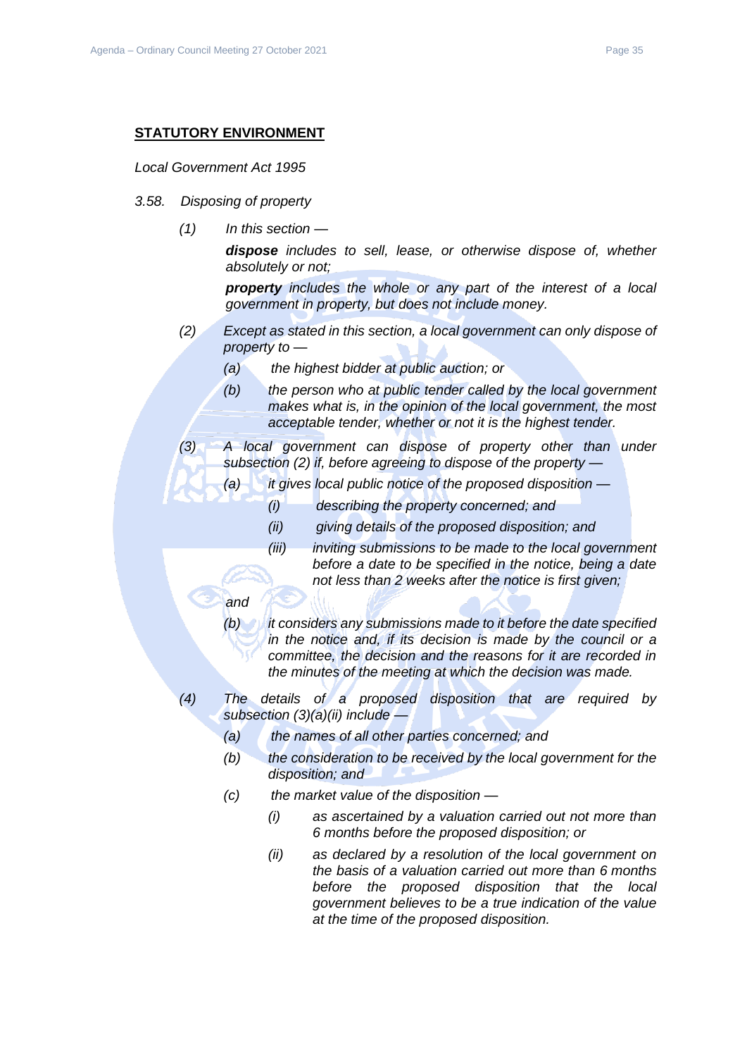**STATUTORY ENVIRONMENT**

*Local Government Act 1995*

*3.58. Disposing of property*

*(1) In this section —*

***dispose*** *includes to sell, lease, or otherwise dispose of, whether absolutely or not;*

***property*** *includes the whole or any part of the interest of a local government in property, but does not include money.*

*(2) Except as stated in this section, a local government can only dispose of property to —*

*(a) the highest bidder at public auction; or*

*(b) the person who at public tender called by the local government makes what is, in the opinion of the local government, the most acceptable tender, whether or not it is the highest tender.*

*(3) A local government can dispose of property other than under subsection (2) if, before agreeing to dispose of the property —*

*(a) it gives local public notice of the proposed disposition —*

*(i) describing the property concerned; and*

*(ii) giving details of the proposed disposition; and*

*(iii) inviting submissions to be made to the local government before a date to be specified in the notice, being a date not less than 2 weeks after the notice is first given;*

*and*

*(b) it considers any submissions made to it before the date specified in the notice and, if its decision is made by the council or a committee, the decision and the reasons for it are recorded in the minutes of the meeting at which the decision was made.*

*(4) The details of a proposed disposition that are required by subsection (3)(a)(ii) include —*

*(a) the names of all other parties concerned; and*

*(b) the consideration to be received by the local government for the disposition; and*

*(c) the market value of the disposition —*

*(i) as ascertained by a valuation carried out not more than 6 months before the proposed disposition; or*

*(ii) as declared by a resolution of the local government on the basis of a valuation carried out more than 6 months before the proposed disposition that the local government believes to be a true indication of the value at the time of the proposed disposition.*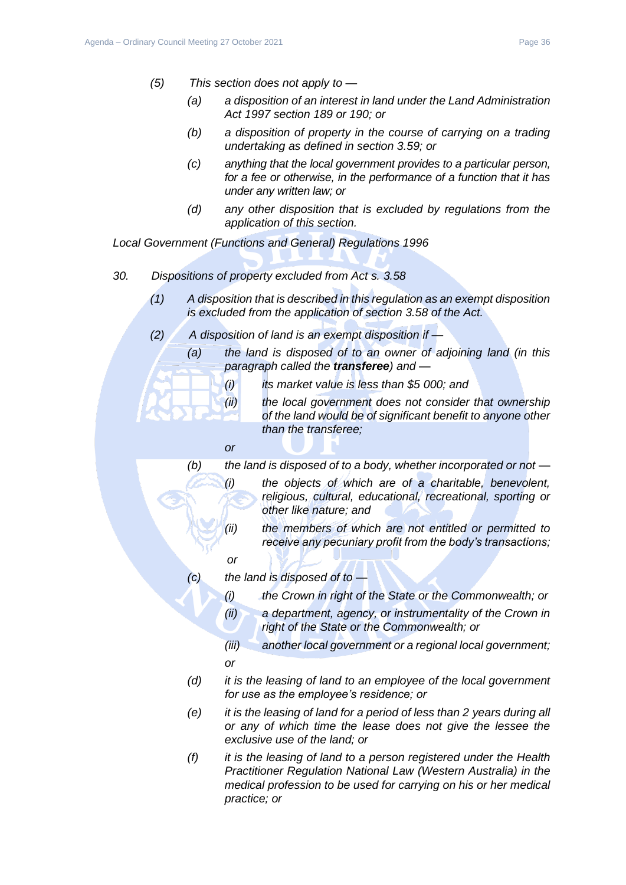*(5) This section does not apply to —*

*(a) a disposition of an interest in land under the Land Administration Act 1997 section 189 or 190; or*

*(b) a disposition of property in the course of carrying on a trading undertaking as defined in section 3.59; or*

*(c) anything that the local government provides to a particular person, for a fee or otherwise, in the performance of a function that it has under any written law; or*

*(d) any other disposition that is excluded by regulations from the application of this section.*

*Local Government (Functions and General) Regulations 1996*

*30. Dispositions of property excluded from Act s. 3.58*

*(1) A disposition that is described in this regulation as an exempt disposition is excluded from the application of section 3.58 of the Act.*

*(2) A disposition of land is an exempt disposition if —*

*(a) the land is disposed of to an owner of adjoining land (in this paragraph called the* ***transferee****) and —*

*(i) its market value is less than $5 000; and*

*(ii) the local government does not consider that ownership of the land would be of significant benefit to anyone other than the transferee;*

*or*

*(b) the land is disposed of to a body, whether incorporated or not —*

*(i) the objects of which are of a charitable, benevolent, religious, cultural, educational, recreational, sporting or other like nature; and*

*(ii) the members of which are not entitled or permitted to receive any pecuniary profit from the body's transactions;*

*or*

*(c) the land is disposed of to —*

*(i) the Crown in right of the State or the Commonwealth; or*

*(ii) a department, agency, or instrumentality of the Crown in right of the State or the Commonwealth; or*

*(iii) another local government or a regional local government;*

*or*

*(d) it is the leasing of land to an employee of the local government for use as the employee's residence; or*

*(e) it is the leasing of land for a period of less than 2 years during all or any of which time the lease does not give the lessee the exclusive use of the land; or*

*(f) it is the leasing of land to a person registered under the Health Practitioner Regulation National Law (Western Australia) in the medical profession to be used for carrying on his or her medical practice; or*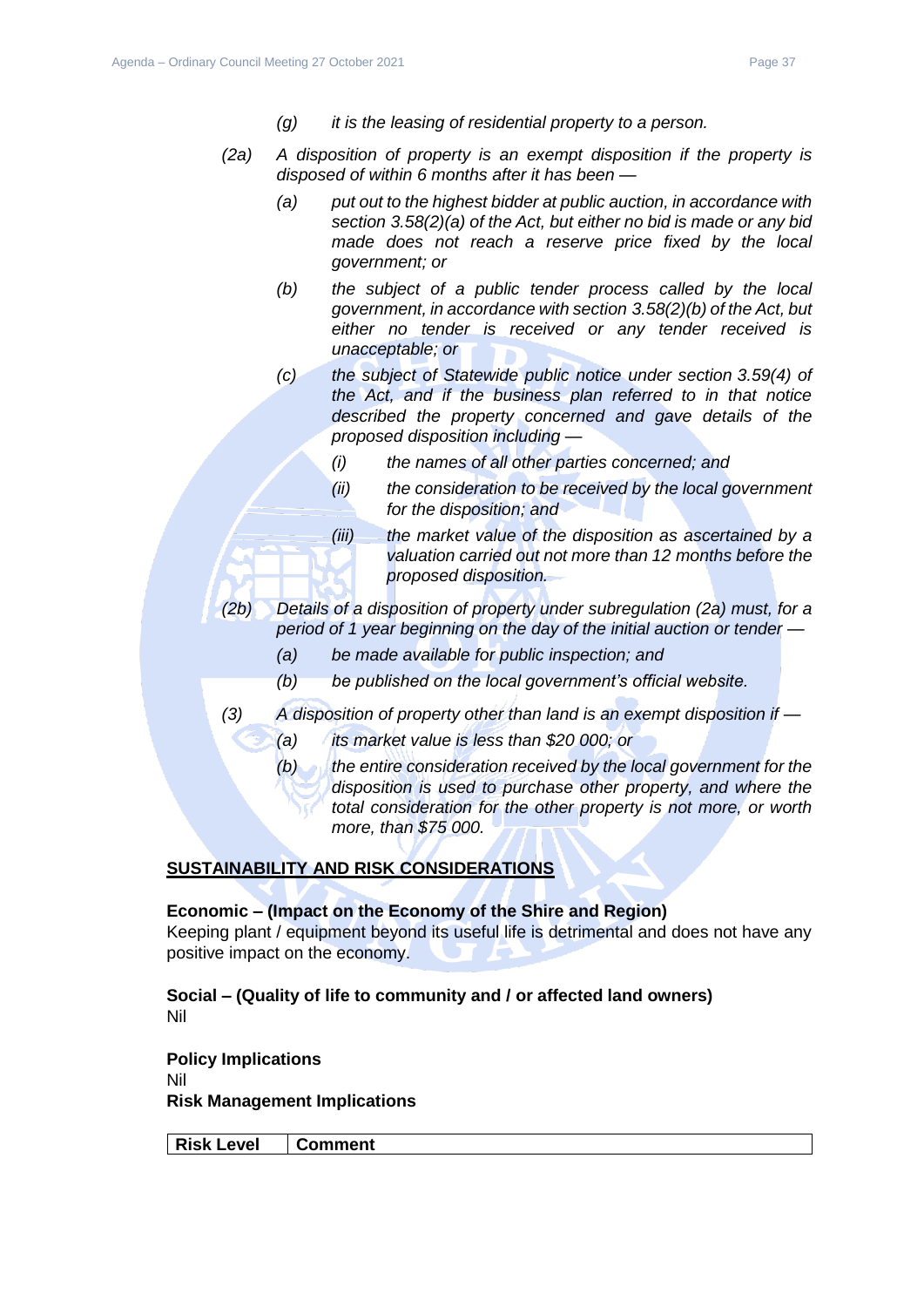*(g) it is the leasing of residential property to a person.*

*(2a) A disposition of property is an exempt disposition if the property is disposed of within 6 months after it has been —*

*(a) put out to the highest bidder at public auction, in accordance with section 3.58(2)(a) of the Act, but either no bid is made or any bid made does not reach a reserve price fixed by the local government; or*

*(b) the subject of a public tender process called by the local government, in accordance with section 3.58(2)(b) of the Act, but either no tender is received or any tender received is unacceptable; or*

*(c) the subject of Statewide public notice under section 3.59(4) of the Act, and if the business plan referred to in that notice described the property concerned and gave details of the proposed disposition including —*

*(i) the names of all other parties concerned; and*

*(ii) the consideration to be received by the local government for the disposition; and*

*(iii) the market value of the disposition as ascertained by a valuation carried out not more than 12 months before the proposed disposition.*

*(2b) Details of a disposition of property under subregulation (2a) must, for a period of 1 year beginning on the day of the initial auction or tender —*

*(a) be made available for public inspection; and*

*(b) be published on the local government's official website.*

*(3) A disposition of property other than land is an exempt disposition if —*

*(a) its market value is less than $20 000; or*

*(b) the entire consideration received by the local government for the disposition is used to purchase other property, and where the total consideration for the other property is not more, or worth more, than $75 000.*

## SUSTAINABILITY AND RISK CONSIDERATIONS

**Economic – (Impact on the Economy of the Shire and Region)**

Keeping plant / equipment beyond its useful life is detrimental and does not have any positive impact on the economy.

**Social – (Quality of life to community and / or affected land owners)**

Nil

**Policy Implications**

Nil

**Risk Management Implications**

| Risk Level | Comment |
|---|---|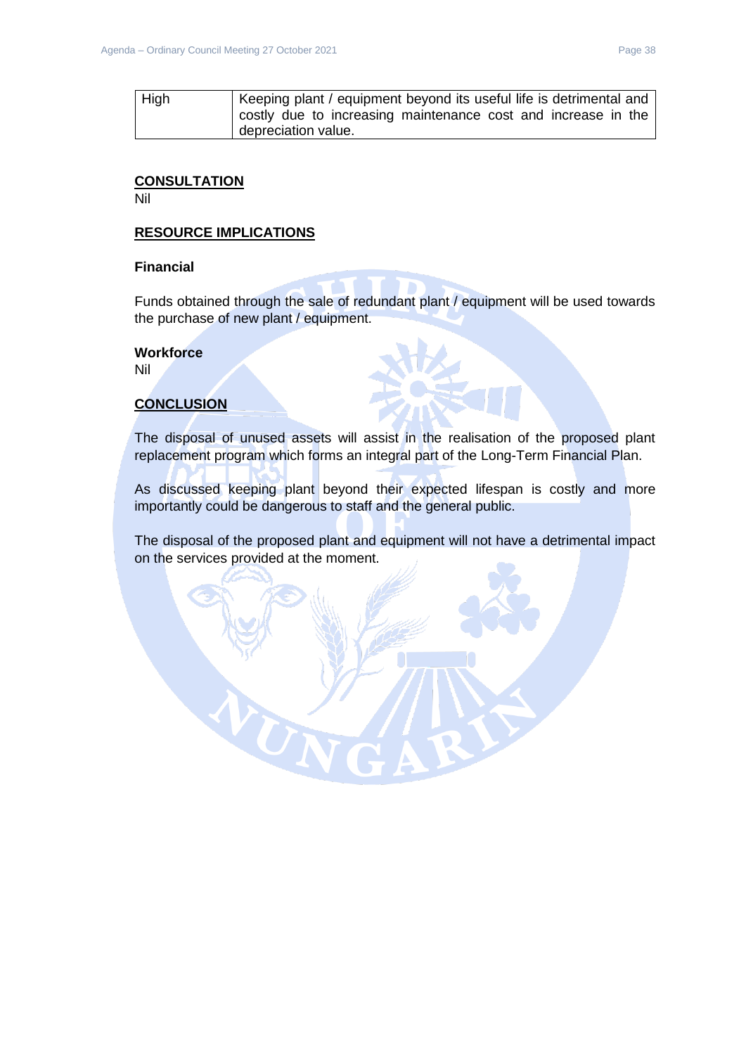| High | Keeping plant / equipment beyond its useful life is detrimental and costly due to increasing maintenance cost and increase in the depreciation value. |
|---|---|

## CONSULTATION

Nil

## RESOURCE IMPLICATIONS

### Financial

Funds obtained through the sale of redundant plant / equipment will be used towards the purchase of new plant / equipment.

### Workforce

Nil

## CONCLUSION

The disposal of unused assets will assist in the realisation of the proposed plant replacement program which forms an integral part of the Long-Term Financial Plan.

As discussed keeping plant beyond their expected lifespan is costly and more importantly could be dangerous to staff and the general public.

The disposal of the proposed plant and equipment will not have a detrimental impact on the services provided at the moment.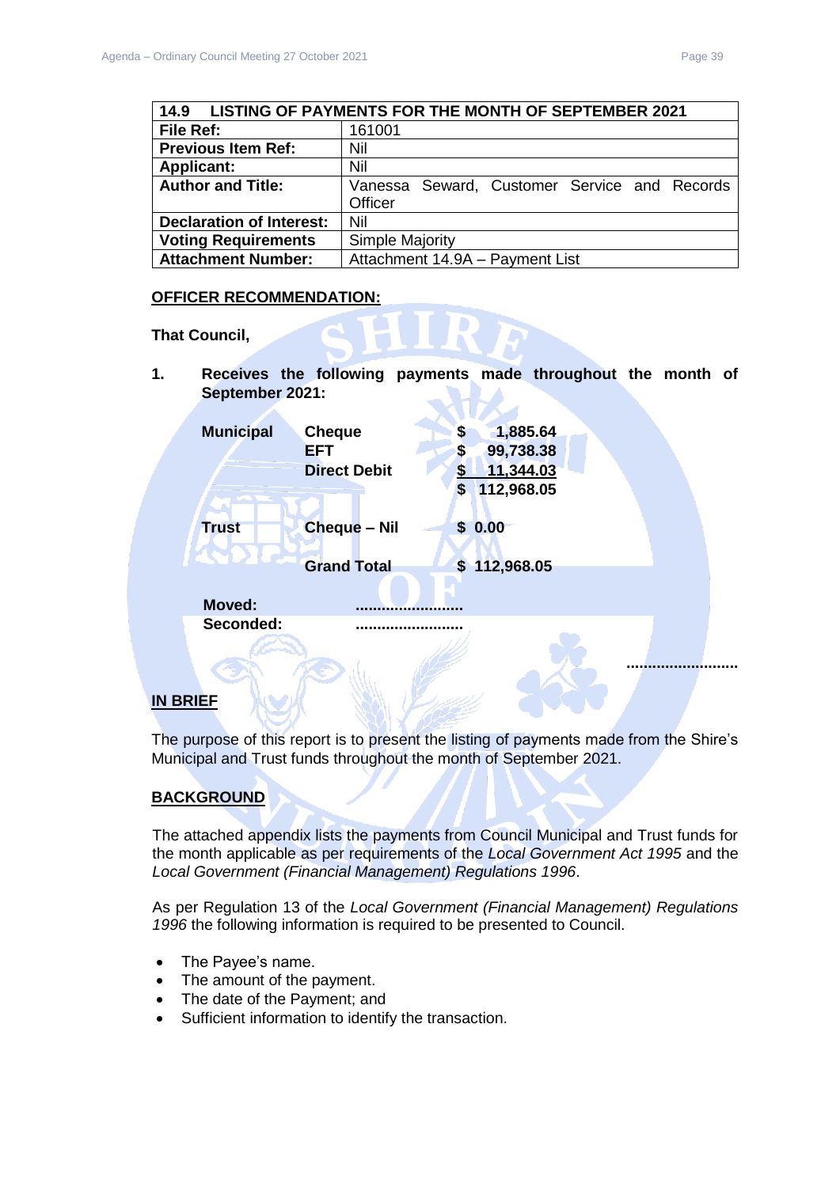| 14.9 LISTING OF PAYMENTS FOR THE MONTH OF SEPTEMBER 2021 | |
|---|---|
| **File Ref:** | 161001 |
| **Previous Item Ref:** | Nil |
| **Applicant:** | Nil |
| **Author and Title:** | Vanessa Seward, Customer Service and Records Officer |
| **Declaration of Interest:** | Nil |
| **Voting Requirements** | Simple Majority |
| **Attachment Number:** | Attachment 14.9A – Payment List |

**OFFICER RECOMMENDATION:**

**That Council,**

**1. Receives the following payments made throughout the month of September 2021:**

| | | |
|---|---|---|
| **Municipal** | **Cheque** | **$ 1,885.64** |
| | **EFT** | **$ 99,738.38** |
| | **Direct Debit** | **$ 11,344.03** |
| | | **$ 112,968.05** |
| **Trust** | **Cheque – Nil** | **$ 0.00** |
| | **Grand Total** | **$ 112,968.05** |

**Moved:** .........................

**Seconded:** .........................

.........................

**IN BRIEF**

The purpose of this report is to present the listing of payments made from the Shire's Municipal and Trust funds throughout the month of September 2021.

**BACKGROUND**

The attached appendix lists the payments from Council Municipal and Trust funds for the month applicable as per requirements of the *Local Government Act 1995* and the *Local Government (Financial Management) Regulations 1996*.

As per Regulation 13 of the *Local Government (Financial Management) Regulations 1996* the following information is required to be presented to Council.

- The Payee's name.
- The amount of the payment.
- The date of the Payment; and
- Sufficient information to identify the transaction.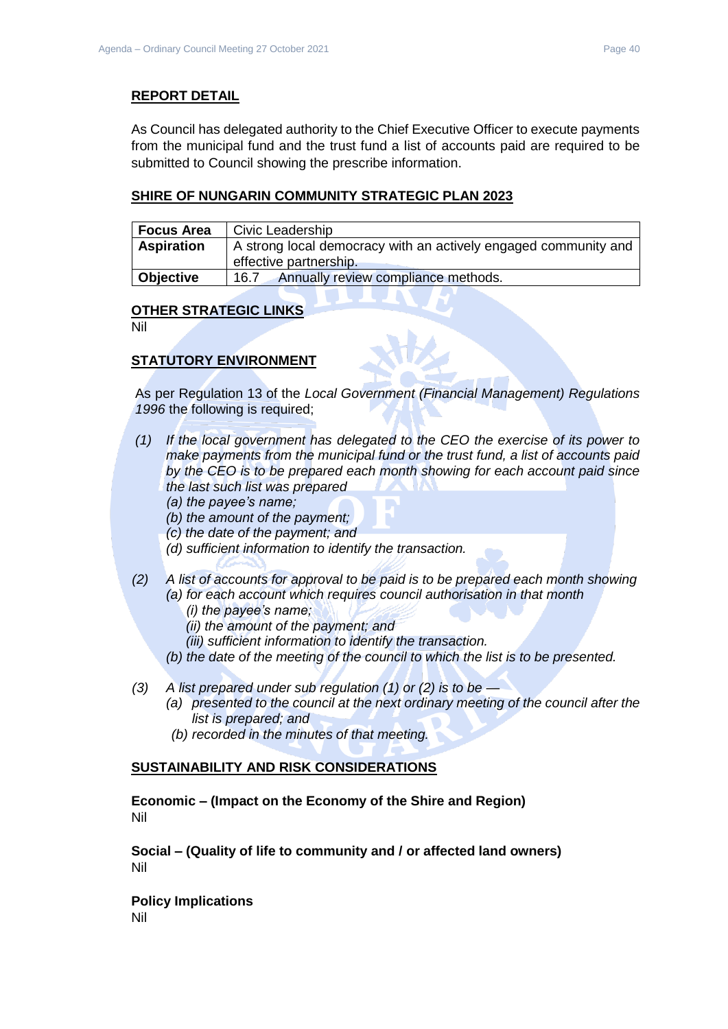## REPORT DETAIL

As Council has delegated authority to the Chief Executive Officer to execute payments from the municipal fund and the trust fund a list of accounts paid are required to be submitted to Council showing the prescribe information.

## SHIRE OF NUNGARIN COMMUNITY STRATEGIC PLAN 2023

| **Focus Area** | Civic Leadership |
|---|---|
| **Aspiration** | A strong local democracy with an actively engaged community and effective partnership. |
| **Objective** | 16.7 Annually review compliance methods. |

## OTHER STRATEGIC LINKS

Nil

## STATUTORY ENVIRONMENT

As per Regulation 13 of the *Local Government (Financial Management) Regulations 1996* the following is required;

*(1) If the local government has delegated to the CEO the exercise of its power to make payments from the municipal fund or the trust fund, a list of accounts paid by the CEO is to be prepared each month showing for each account paid since the last such list was prepared*
- *(a) the payee's name;*
- *(b) the amount of the payment;*
- *(c) the date of the payment; and*
- *(d) sufficient information to identify the transaction.*

*(2) A list of accounts for approval to be paid is to be prepared each month showing*
- *(a) for each account which requires council authorisation in that month*
  - *(i) the payee's name;*
  - *(ii) the amount of the payment; and*
  - *(iii) sufficient information to identify the transaction.*
- *(b) the date of the meeting of the council to which the list is to be presented.*

*(3) A list prepared under sub regulation (1) or (2) is to be —*
- *(a) presented to the council at the next ordinary meeting of the council after the list is prepared; and*
- *(b) recorded in the minutes of that meeting.*

## SUSTAINABILITY AND RISK CONSIDERATIONS

**Economic – (Impact on the Economy of the Shire and Region)**
Nil

**Social – (Quality of life to community and / or affected land owners)**
Nil

**Policy Implications**
Nil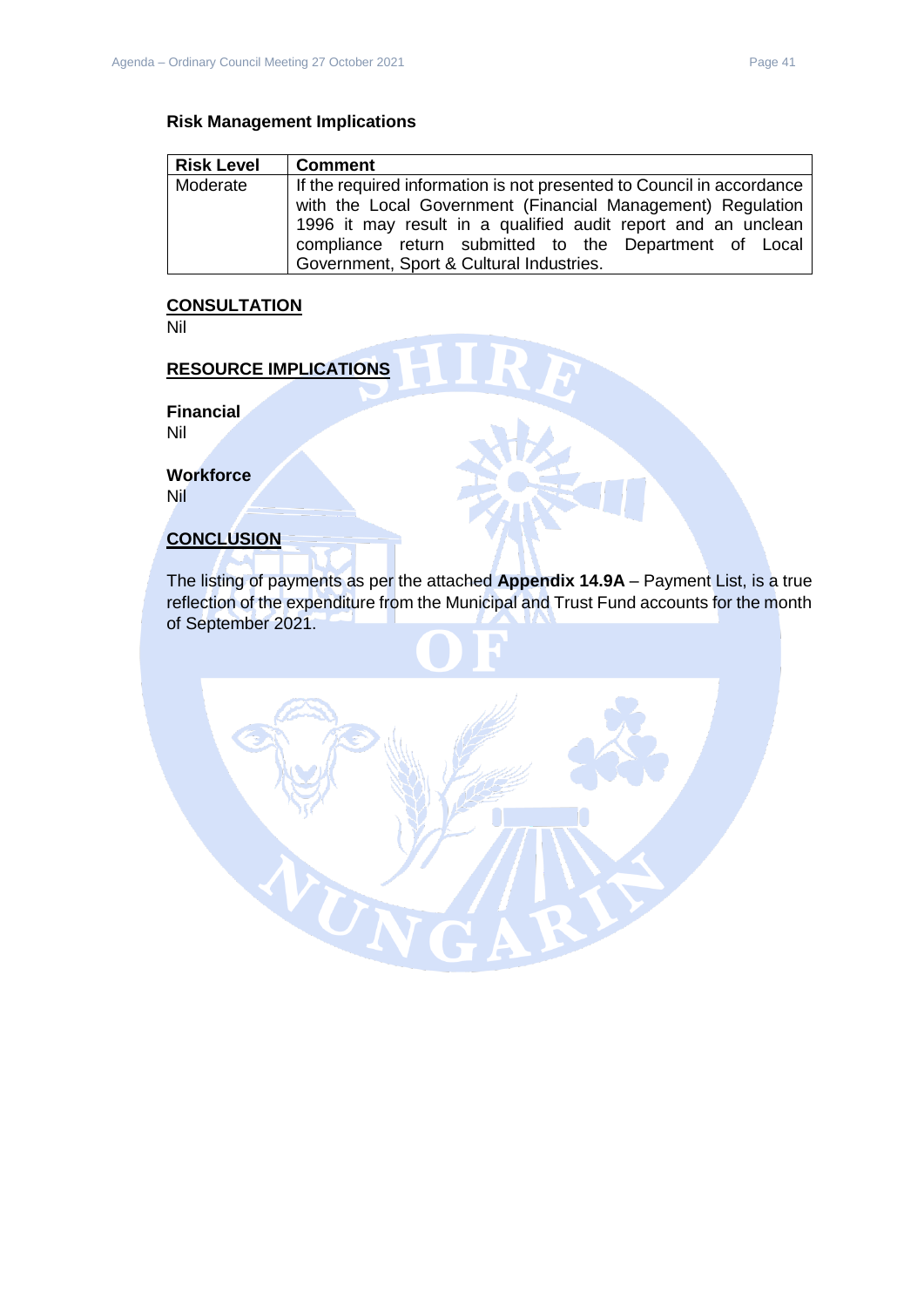### Risk Management Implications

| Risk Level | Comment |
| --- | --- |
| Moderate | If the required information is not presented to Council in accordance with the Local Government (Financial Management) Regulation 1996 it may result in a qualified audit report and an unclean compliance return submitted to the Department of Local Government, Sport & Cultural Industries. |

## CONSULTATION

Nil

## RESOURCE IMPLICATIONS

### Financial

Nil

### Workforce

Nil

## CONCLUSION

The listing of payments as per the attached **Appendix 14.9A** – Payment List, is a true reflection of the expenditure from the Municipal and Trust Fund accounts for the month of September 2021.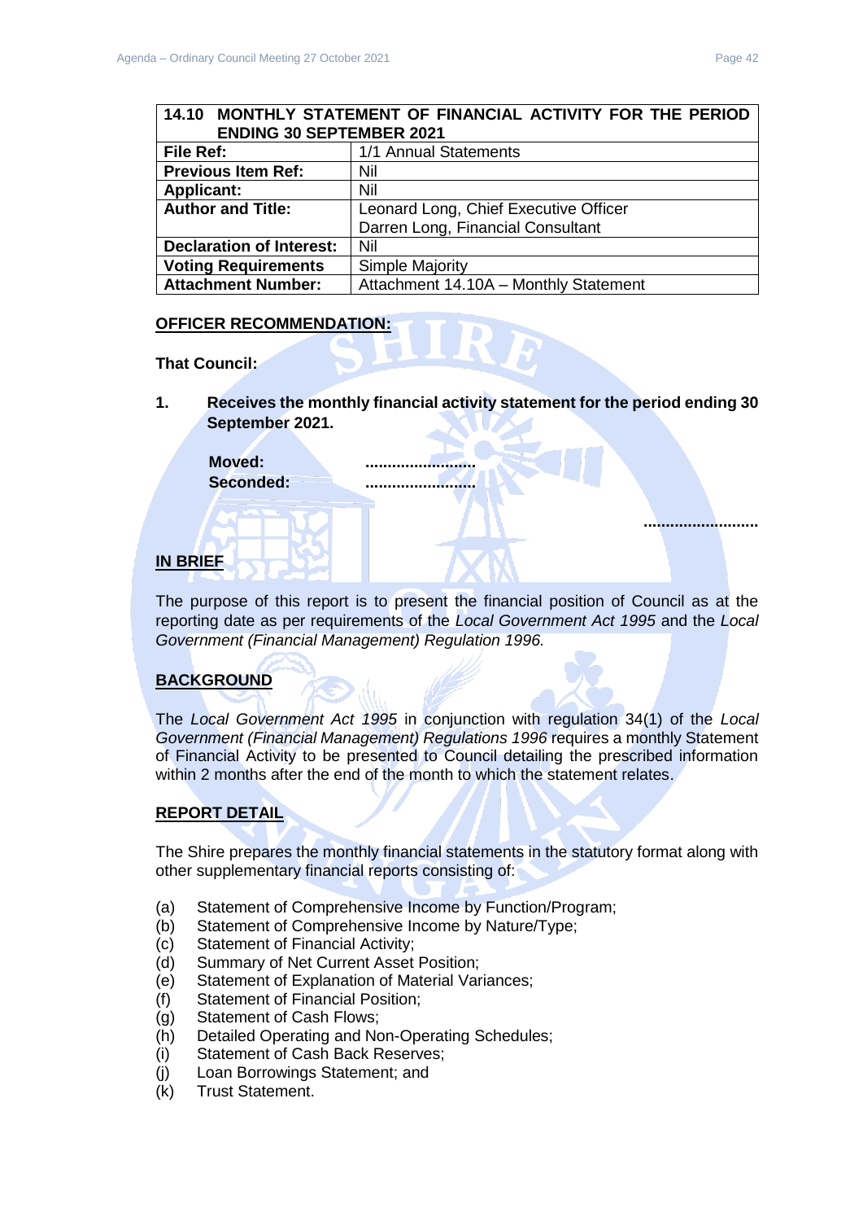| 14.10 MONTHLY STATEMENT OF FINANCIAL ACTIVITY FOR THE PERIOD ENDING 30 SEPTEMBER 2021 | |
|---|---|
| **File Ref:** | 1/1 Annual Statements |
| **Previous Item Ref:** | Nil |
| **Applicant:** | Nil |
| **Author and Title:** | Leonard Long, Chief Executive Officer<br>Darren Long, Financial Consultant |
| **Declaration of Interest:** | Nil |
| **Voting Requirements** | Simple Majority |
| **Attachment Number:** | Attachment 14.10A – Monthly Statement |

**OFFICER RECOMMENDATION:**

**That Council:**

**1. Receives the monthly financial activity statement for the period ending 30 September 2021.**

**Moved:** .........................
**Seconded:** .........................

.........................

**IN BRIEF**

The purpose of this report is to present the financial position of Council as at the reporting date as per requirements of the *Local Government Act 1995* and the *Local Government (Financial Management) Regulation 1996.*

**BACKGROUND**

The *Local Government Act 1995* in conjunction with regulation 34(1) of the *Local Government (Financial Management) Regulations 1996* requires a monthly Statement of Financial Activity to be presented to Council detailing the prescribed information within 2 months after the end of the month to which the statement relates.

**REPORT DETAIL**

The Shire prepares the monthly financial statements in the statutory format along with other supplementary financial reports consisting of:

(a) Statement of Comprehensive Income by Function/Program;
(b) Statement of Comprehensive Income by Nature/Type;
(c) Statement of Financial Activity;
(d) Summary of Net Current Asset Position;
(e) Statement of Explanation of Material Variances;
(f) Statement of Financial Position;
(g) Statement of Cash Flows;
(h) Detailed Operating and Non-Operating Schedules;
(i) Statement of Cash Back Reserves;
(j) Loan Borrowings Statement; and
(k) Trust Statement.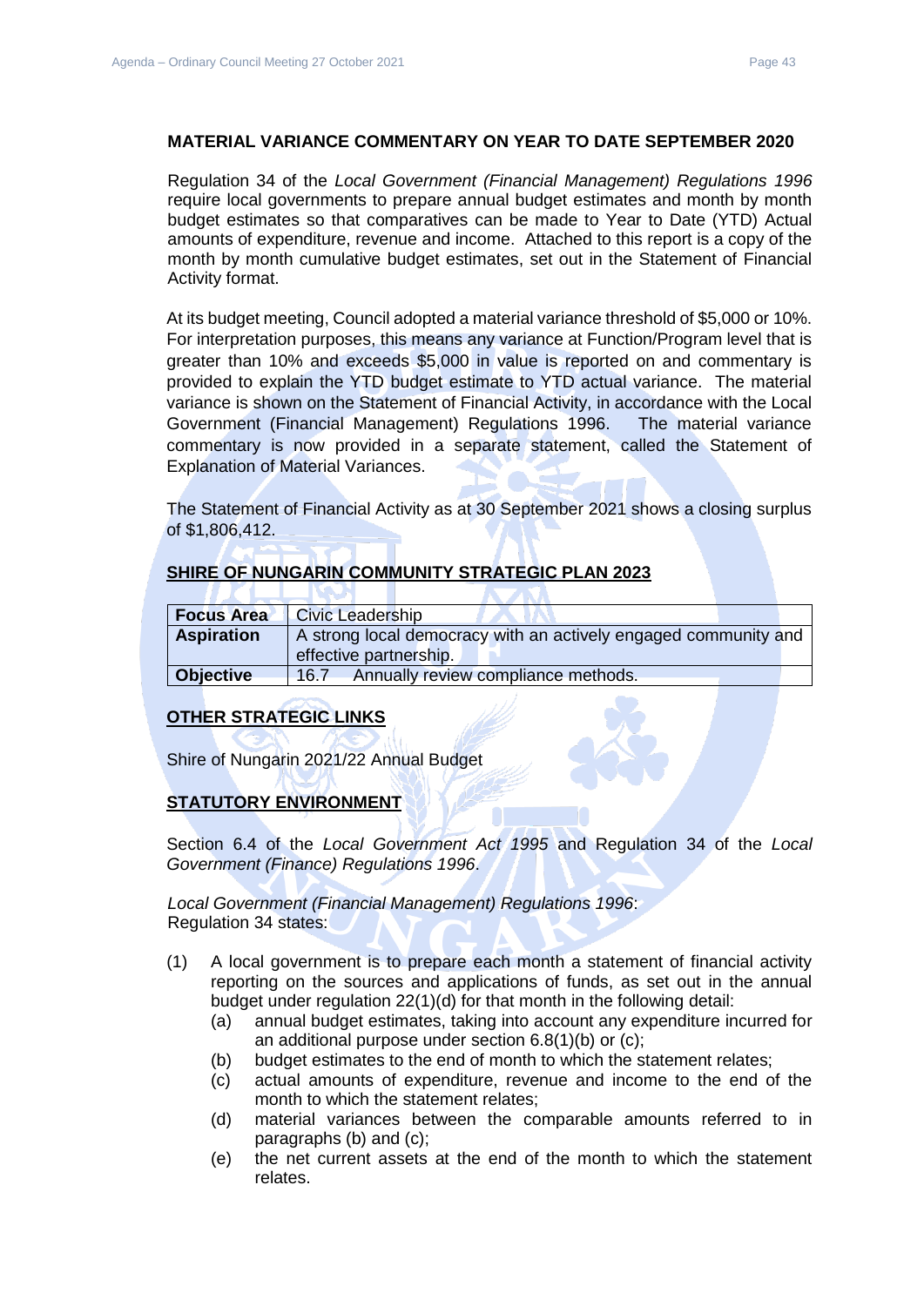**MATERIAL VARIANCE COMMENTARY ON YEAR TO DATE SEPTEMBER 2020**

Regulation 34 of the *Local Government (Financial Management) Regulations 1996* require local governments to prepare annual budget estimates and month by month budget estimates so that comparatives can be made to Year to Date (YTD) Actual amounts of expenditure, revenue and income. Attached to this report is a copy of the month by month cumulative budget estimates, set out in the Statement of Financial Activity format.

At its budget meeting, Council adopted a material variance threshold of $5,000 or 10%. For interpretation purposes, this means any variance at Function/Program level that is greater than 10% and exceeds $5,000 in value is reported on and commentary is provided to explain the YTD budget estimate to YTD actual variance. The material variance is shown on the Statement of Financial Activity, in accordance with the Local Government (Financial Management) Regulations 1996. The material variance commentary is now provided in a separate statement, called the Statement of Explanation of Material Variances.

The Statement of Financial Activity as at 30 September 2021 shows a closing surplus of $1,806,412.

## SHIRE OF NUNGARIN COMMUNITY STRATEGIC PLAN 2023

| **Focus Area** | Civic Leadership |
|---|---|
| **Aspiration** | A strong local democracy with an actively engaged community and effective partnership. |
| **Objective** | 16.7 Annually review compliance methods. |

## OTHER STRATEGIC LINKS

Shire of Nungarin 2021/22 Annual Budget

## STATUTORY ENVIRONMENT

Section 6.4 of the *Local Government Act 1995* and Regulation 34 of the *Local Government (Finance) Regulations 1996*.

*Local Government (Financial Management) Regulations 1996*:
Regulation 34 states:

(1) A local government is to prepare each month a statement of financial activity reporting on the sources and applications of funds, as set out in the annual budget under regulation 22(1)(d) for that month in the following detail:
   - (a) annual budget estimates, taking into account any expenditure incurred for an additional purpose under section 6.8(1)(b) or (c);
   - (b) budget estimates to the end of month to which the statement relates;
   - (c) actual amounts of expenditure, revenue and income to the end of the month to which the statement relates;
   - (d) material variances between the comparable amounts referred to in paragraphs (b) and (c);
   - (e) the net current assets at the end of the month to which the statement relates.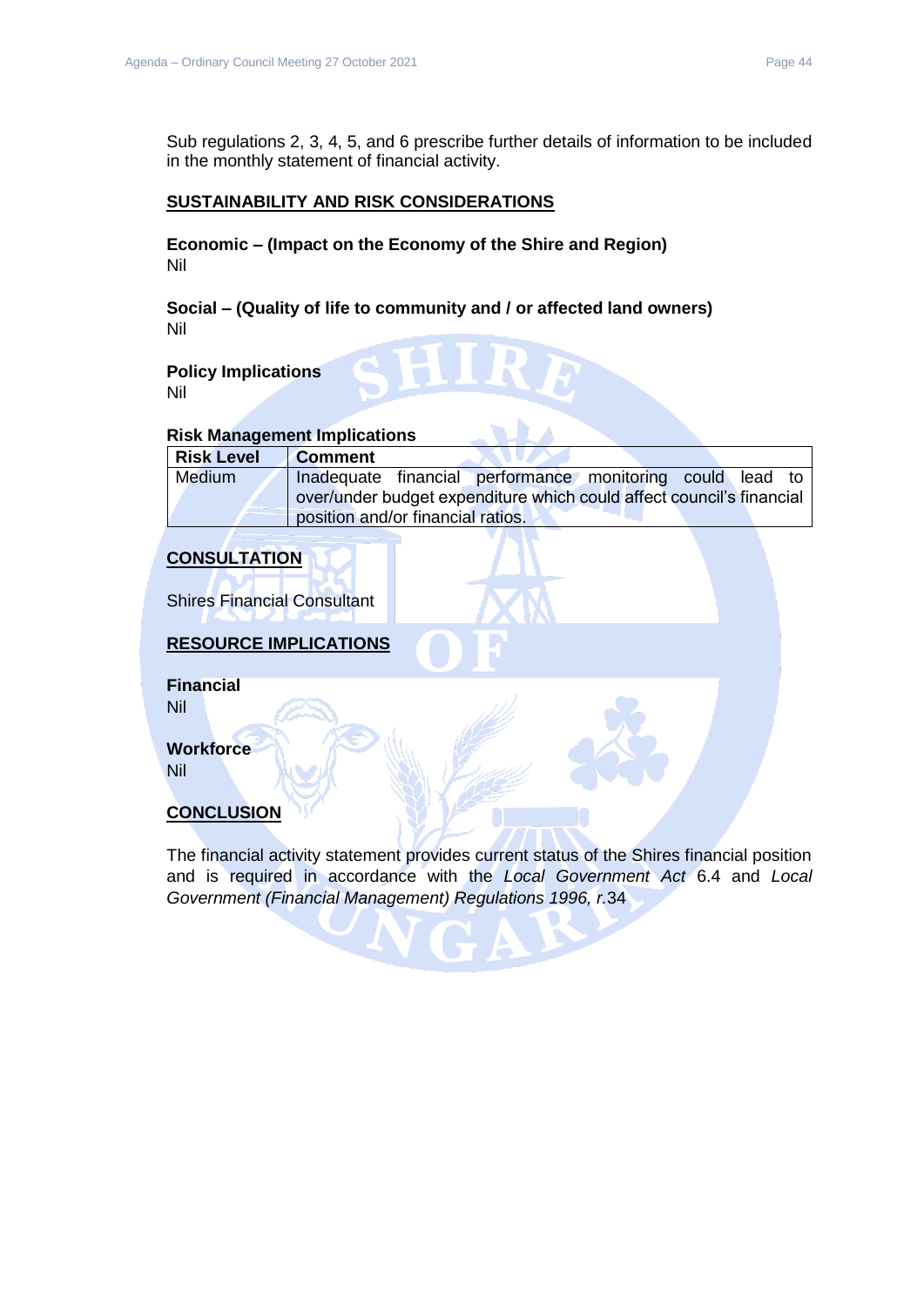Sub regulations 2, 3, 4, 5, and 6 prescribe further details of information to be included in the monthly statement of financial activity.

## SUSTAINABILITY AND RISK CONSIDERATIONS

**Economic – (Impact on the Economy of the Shire and Region)**
Nil

**Social – (Quality of life to community and / or affected land owners)**
Nil

**Policy Implications**
Nil

**Risk Management Implications**

| Risk Level | Comment |
|---|---|
| Medium | Inadequate financial performance monitoring could lead to over/under budget expenditure which could affect council's financial position and/or financial ratios. |

## CONSULTATION

Shires Financial Consultant

## RESOURCE IMPLICATIONS

**Financial**
Nil

**Workforce**
Nil

## CONCLUSION

The financial activity statement provides current status of the Shires financial position and is required in accordance with the *Local Government Act* 6.4 and *Local Government (Financial Management) Regulations 1996, r.*34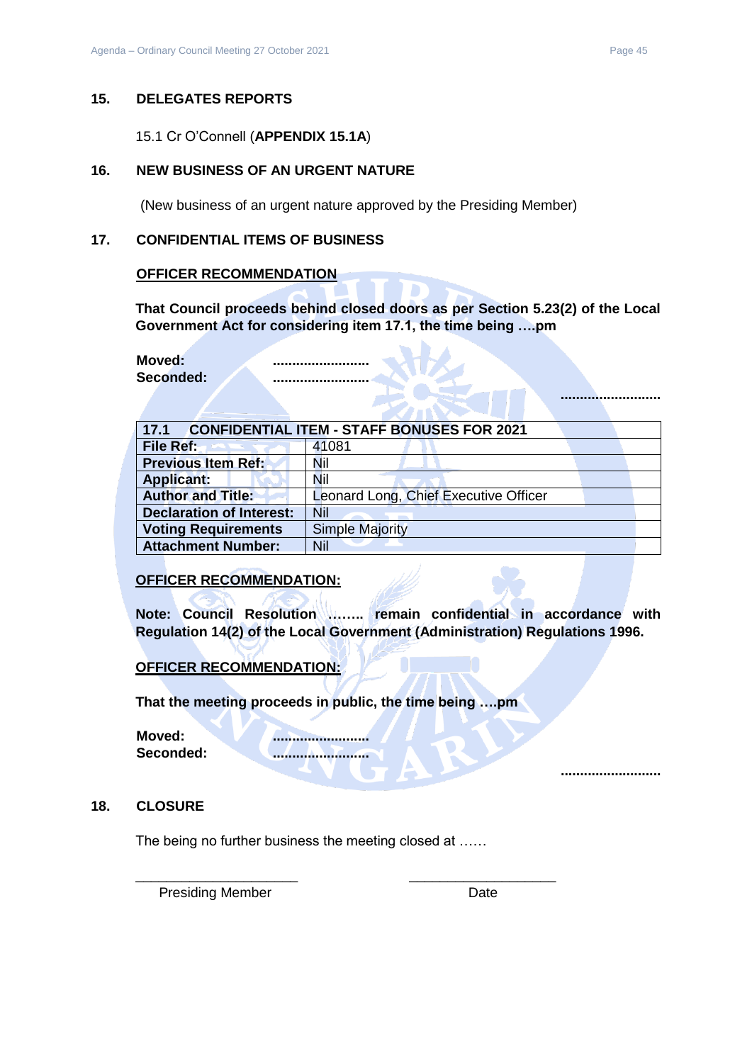## 15. DELEGATES REPORTS

15.1 Cr O'Connell (**APPENDIX 15.1A**)

## 16. NEW BUSINESS OF AN URGENT NATURE

(New business of an urgent nature approved by the Presiding Member)

## 17. CONFIDENTIAL ITEMS OF BUSINESS

**OFFICER RECOMMENDATION**

**That Council proceeds behind closed doors as per Section 5.23(2) of the Local Government Act for considering item 17.1, the time being ….pm**

**Moved:** ……………………
**Seconded:** ……………………

……………………

| **17.1 CONFIDENTIAL ITEM - STAFF BONUSES FOR 2021** | |
|---|---|
| **File Ref:** | 41081 |
| **Previous Item Ref:** | Nil |
| **Applicant:** | Nil |
| **Author and Title:** | Leonard Long, Chief Executive Officer |
| **Declaration of Interest:** | Nil |
| **Voting Requirements** | Simple Majority |
| **Attachment Number:** | Nil |

**OFFICER RECOMMENDATION:**

**Note: Council Resolution …….. remain confidential in accordance with Regulation 14(2) of the Local Government (Administration) Regulations 1996.**

**OFFICER RECOMMENDATION:**

**That the meeting proceeds in public, the time being ….pm**

**Moved:** ……………………
**Seconded:** ……………………

……………………

## 18. CLOSURE

The being no further business the meeting closed at ……

\_\_\_\_\_\_\_\_\_\_\_\_\_\_\_\_\_\_\_\_ \_\_\_\_\_\_\_\_\_\_\_\_\_\_\_\_\_\_\_\_

Presiding Member Date